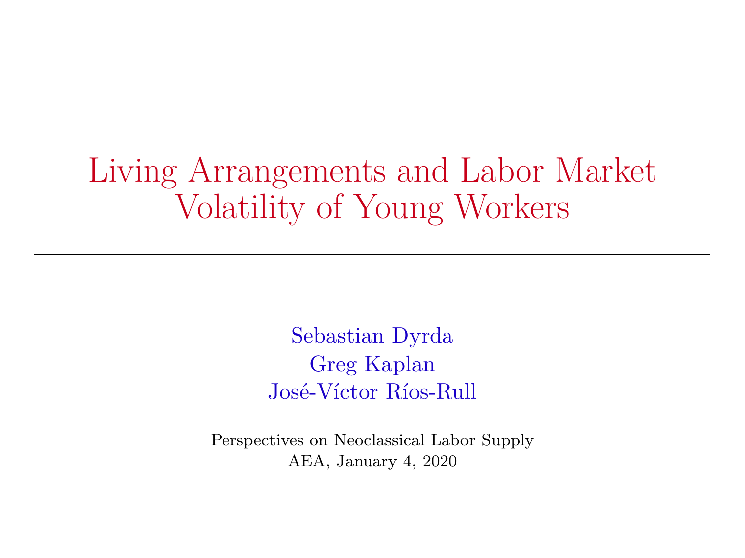# Living Arrangements and Labor Market Volatility of Young Workers

Sebastian Dyrda

Greg Kaplan

José-Víctor Ríos-Rull

Perspectives on Neoclassical Labor Supply

AEA, January 4, 2020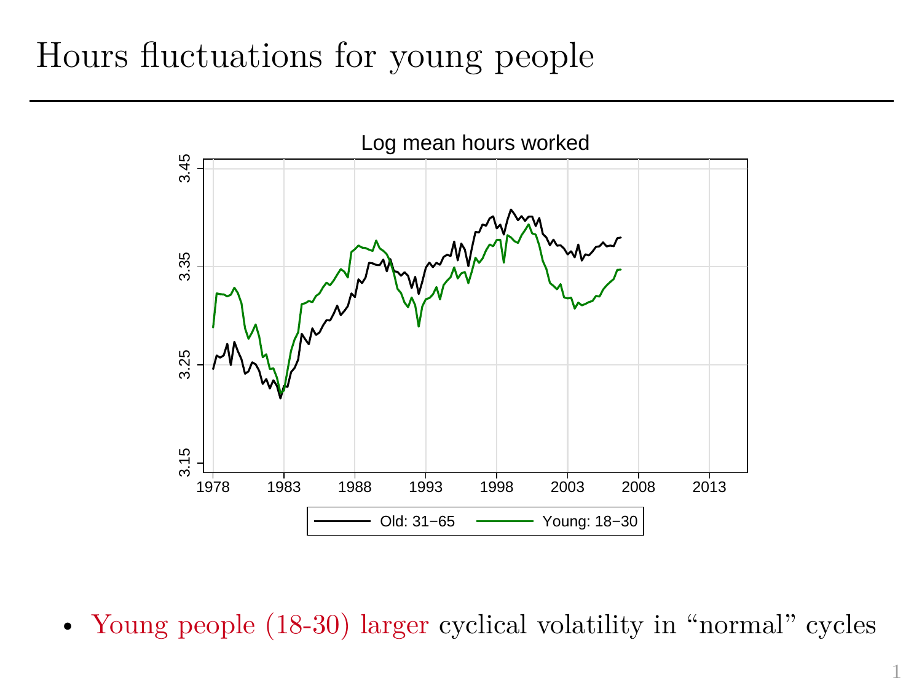# Hours fluctuations for young people

Log mean hours worked

3.45

3.35

3.25

3.15

1978 1983 1988 1993 1998 2003 2008 2013

Old: 31−65   Young: 18−30

- Young people (18-30) larger cyclical volatility in "normal" cycles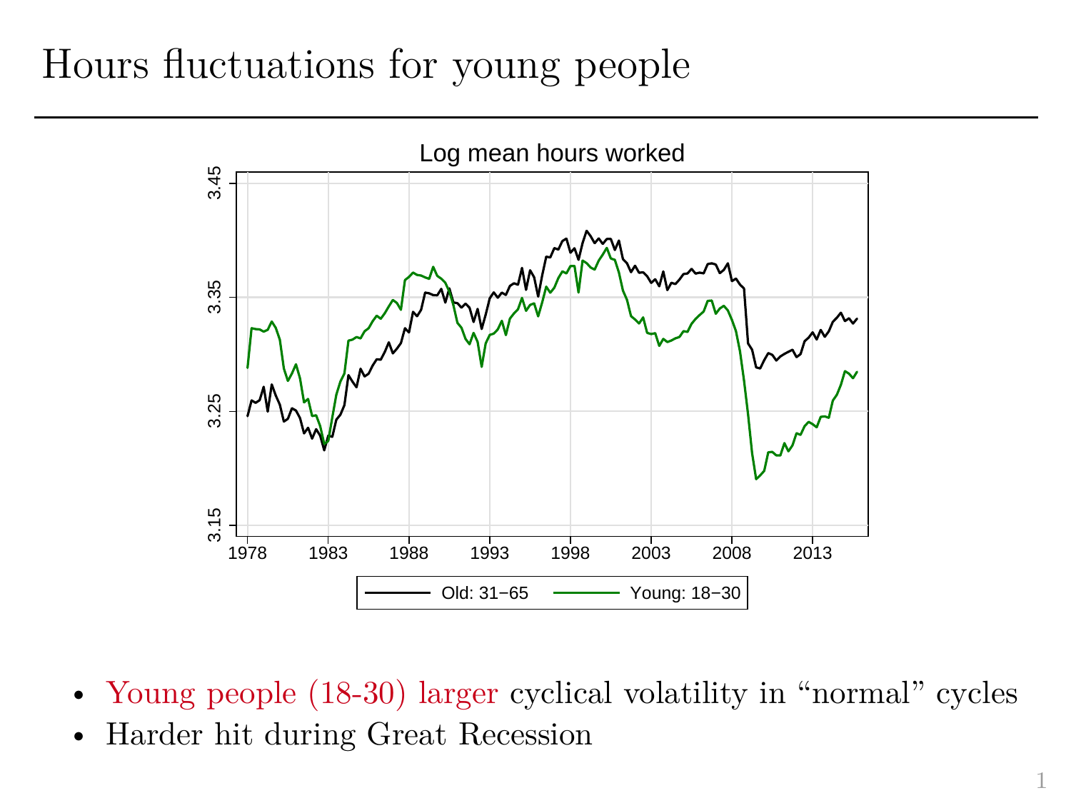# Hours fluctuations for young people

Log mean hours worked

3.45
3.35
3.25
3.15

1978 1983 1988 1993 1998 2003 2008 2013

Old: 31−65
Young: 18−30

- Young people (18-30) larger cyclical volatility in "normal" cycles
- Harder hit during Great Recession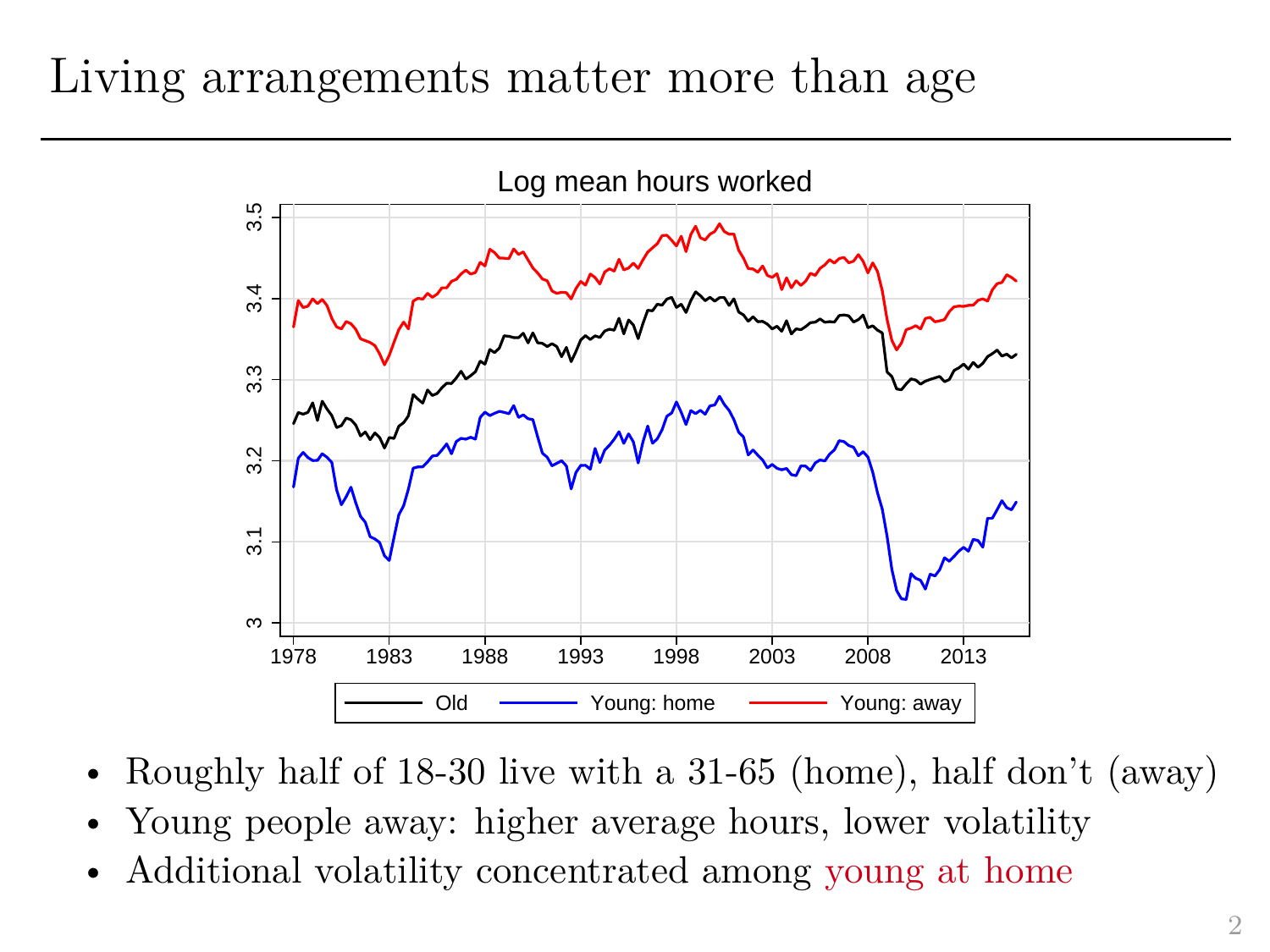# Living arrangements matter more than age

Log mean hours worked

3.5
3.4
3.3
3.2
3.1
3

1978 1983 1988 1993 1998 2003 2008 2013

Old
Young: home
Young: away

- Roughly half of 18-30 live with a 31-65 (home), half don't (away)
- Young people away: higher average hours, lower volatility
- Additional volatility concentrated among young at home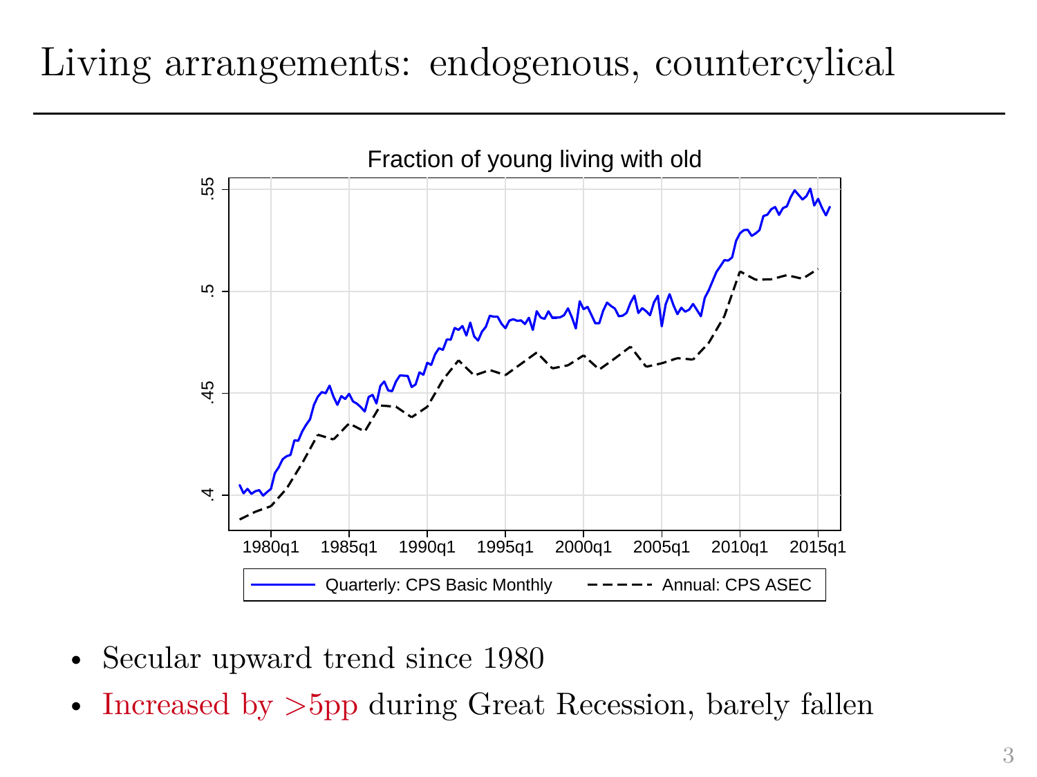# Living arrangements: endogenous, countercylical

Fraction of young living with old

.55

.5

.45

.4

1980q1 1985q1 1990q1 1995q1 2000q1 2005q1 2010q1 2015q1

Quarterly: CPS Basic Monthly

Annual: CPS ASEC

- Secular upward trend since 1980
- Increased by >5pp during Great Recession, barely fallen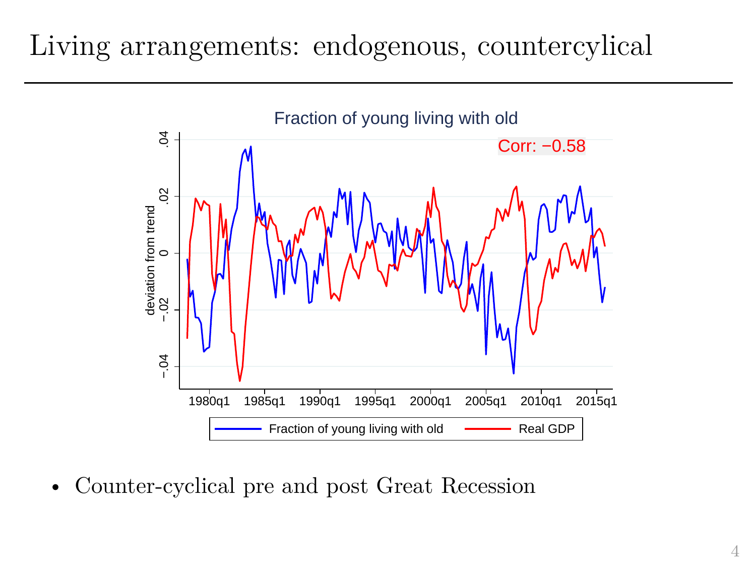# Living arrangements: endogenous, countercylical

Fraction of young living with old

Corr: −0.58

- Counter-cyclical pre and post Great Recession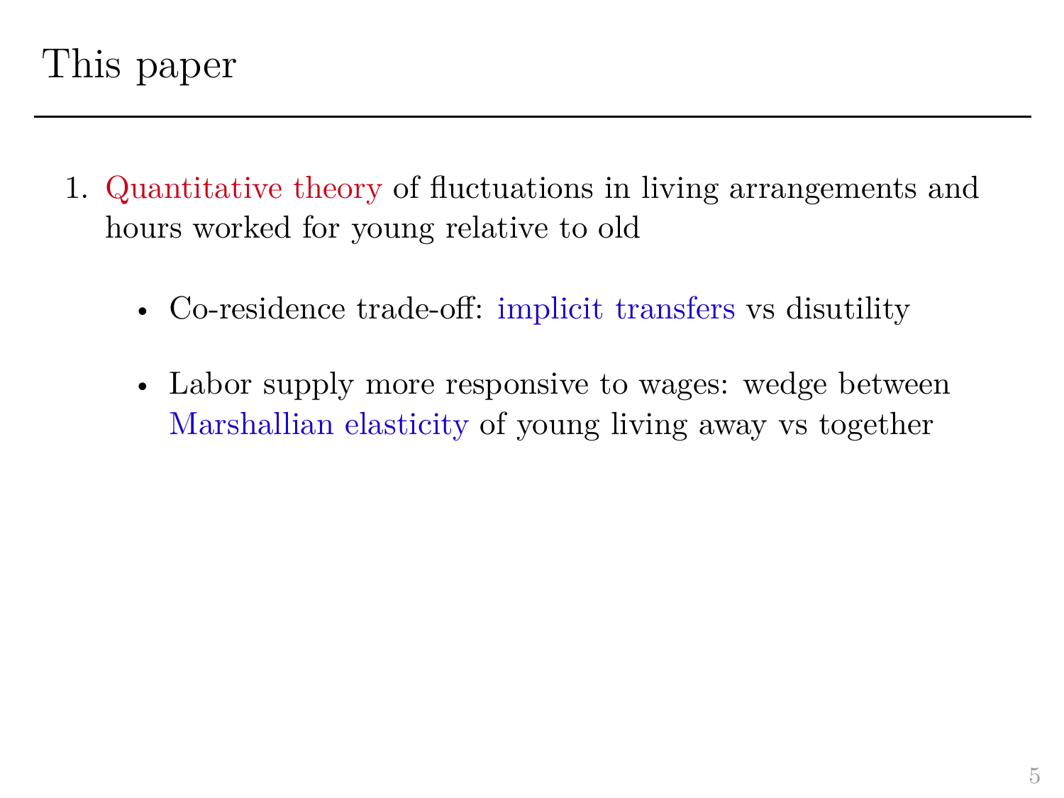# This paper

1. Quantitative theory of fluctuations in living arrangements and hours worked for young relative to old

    - Co-residence trade-off: implicit transfers vs disutility

    - Labor supply more responsive to wages: wedge between Marshallian elasticity of young living away vs together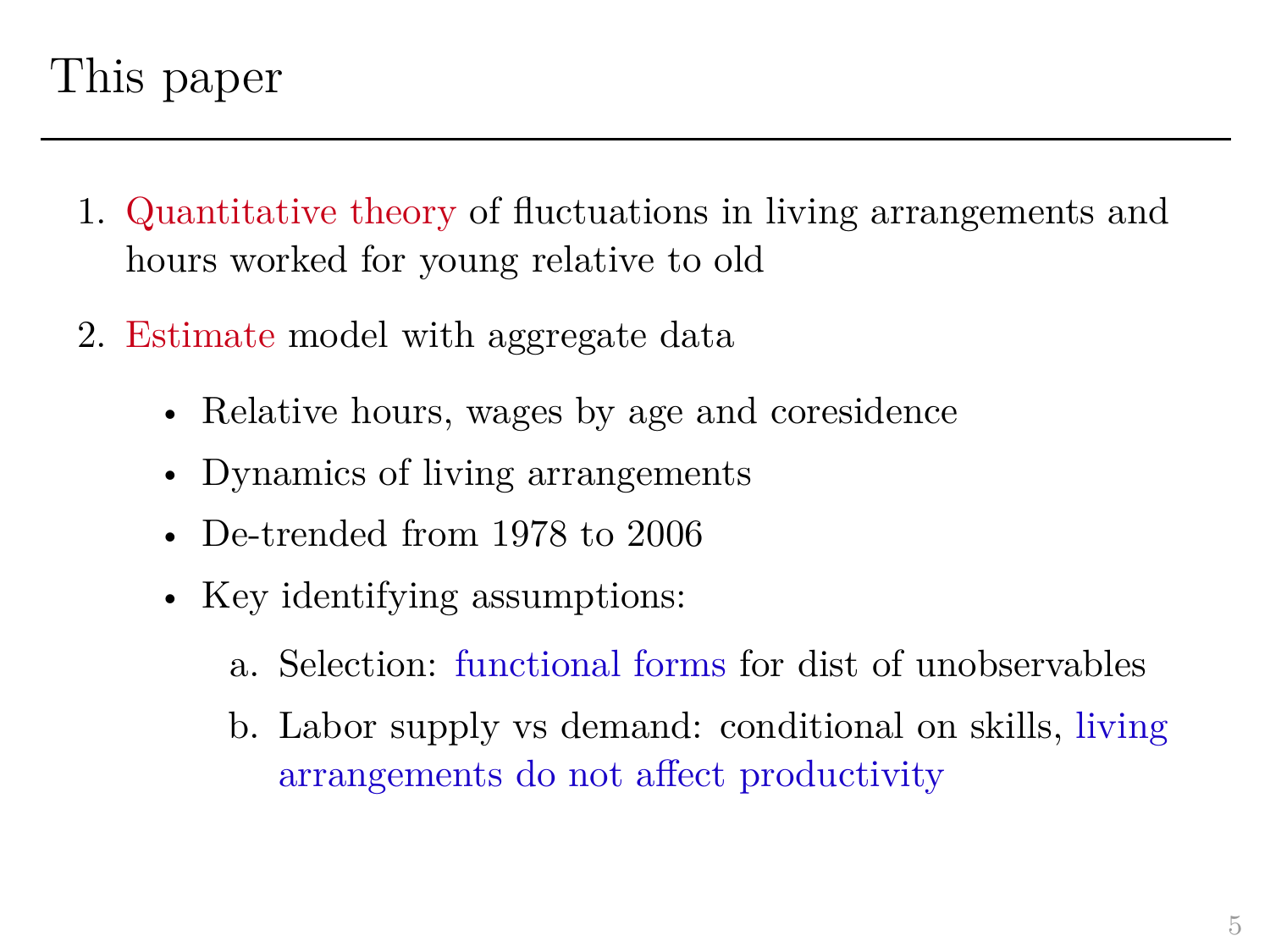# This paper

1. Quantitative theory of fluctuations in living arrangements and hours worked for young relative to old

2. Estimate model with aggregate data

    - Relative hours, wages by age and coresidence
    - Dynamics of living arrangements
    - De-trended from 1978 to 2006
    - Key identifying assumptions:

        a. Selection: functional forms for dist of unobservables

        b. Labor supply vs demand: conditional on skills, living arrangements do not affect productivity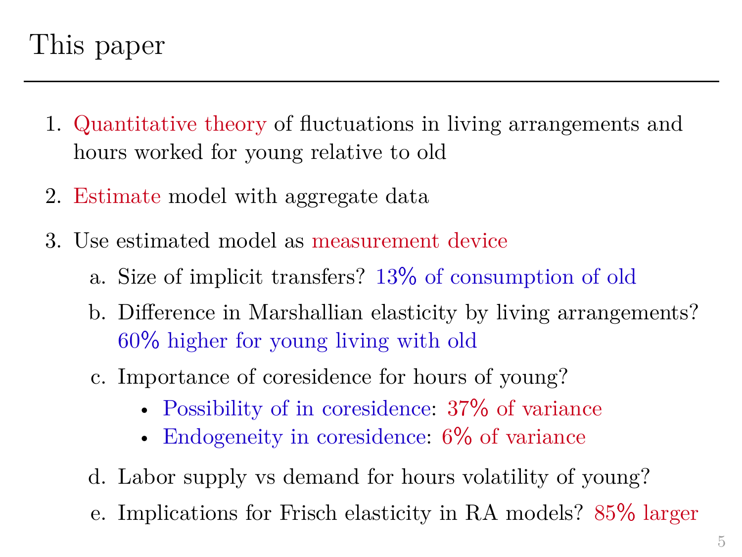# This paper

1. Quantitative theory of fluctuations in living arrangements and hours worked for young relative to old
2. Estimate model with aggregate data
3. Use estimated model as measurement device
   a. Size of implicit transfers? 13% of consumption of old
   b. Difference in Marshallian elasticity by living arrangements? 60% higher for young living with old
   c. Importance of coresidence for hours of young?
      - Possibility of in coresidence: 37% of variance
      - Endogeneity in coresidence: 6% of variance
   
   d. Labor supply vs demand for hours volatility of young?
   e. Implications for Frisch elasticity in RA models? 85% larger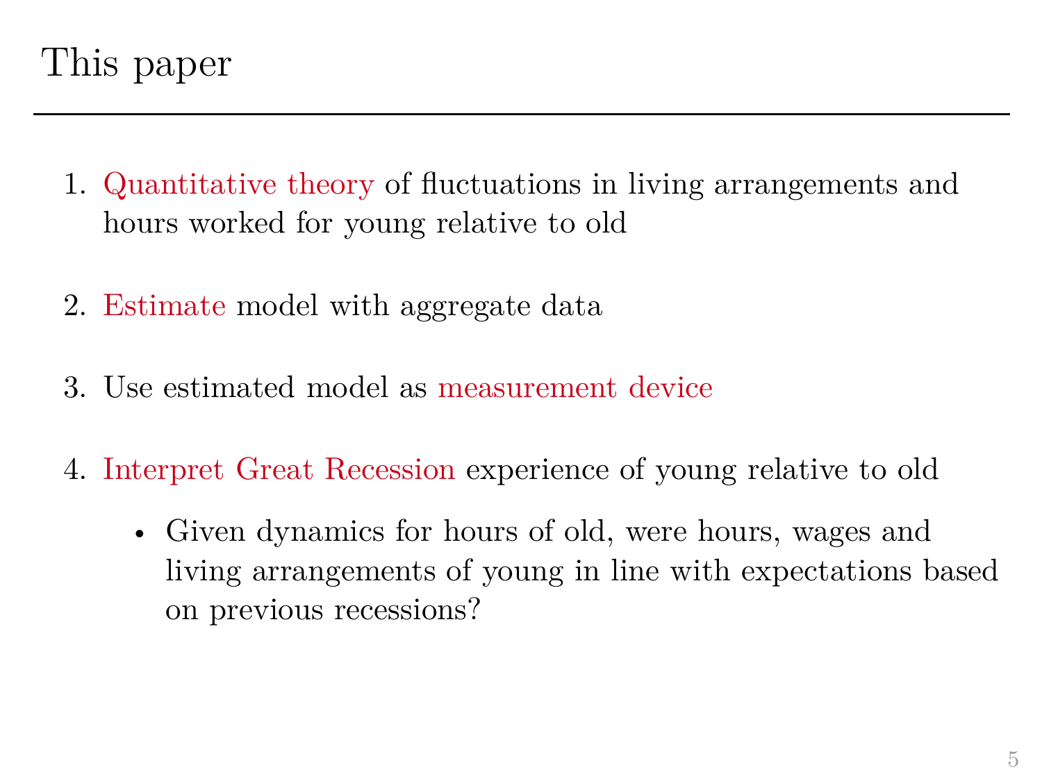# This paper

1. Quantitative theory of fluctuations in living arrangements and hours worked for young relative to old

2. Estimate model with aggregate data

3. Use estimated model as measurement device

4. Interpret Great Recession experience of young relative to old

   - Given dynamics for hours of old, were hours, wages and living arrangements of young in line with expectations based on previous recessions?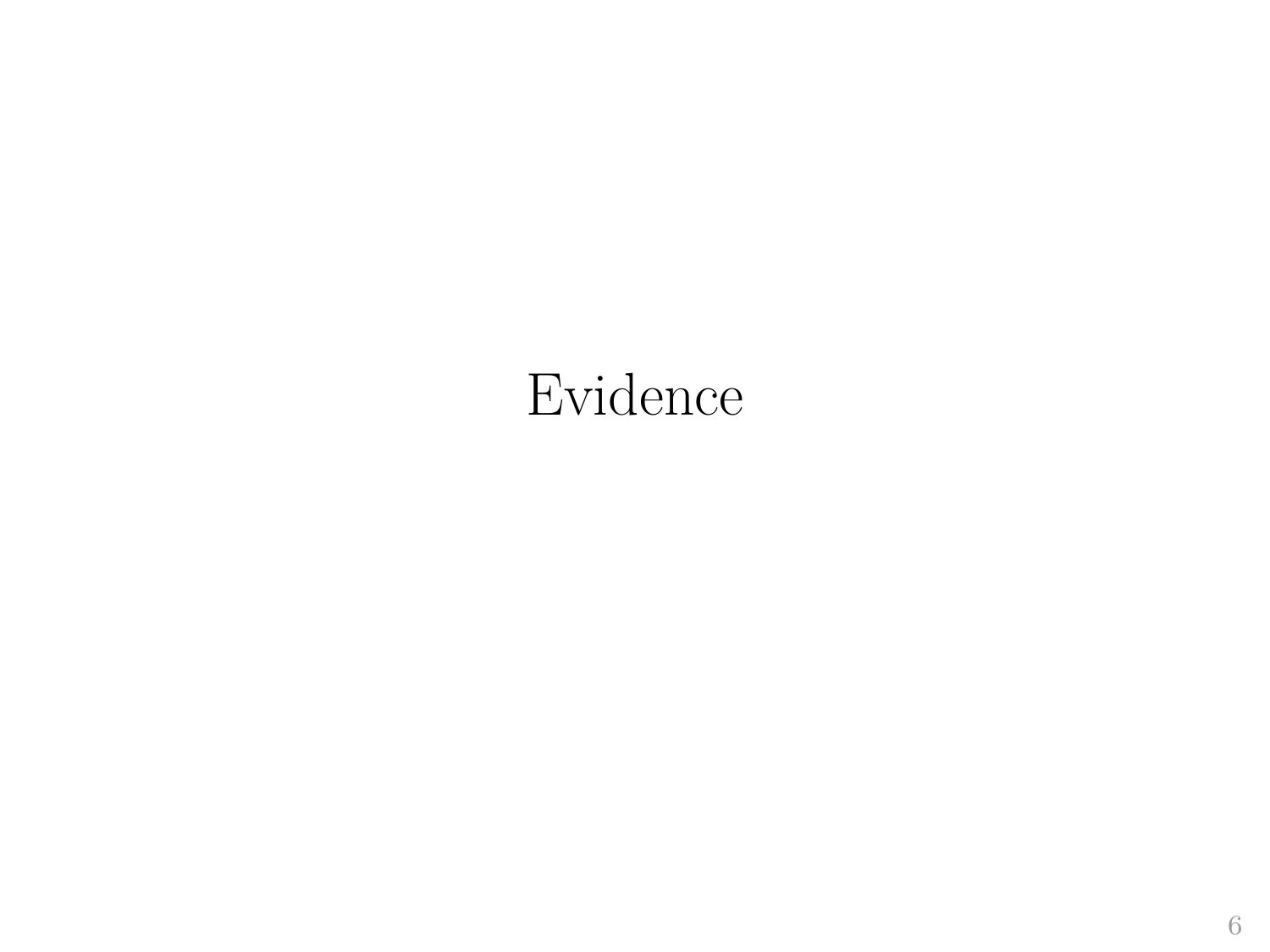# Evidence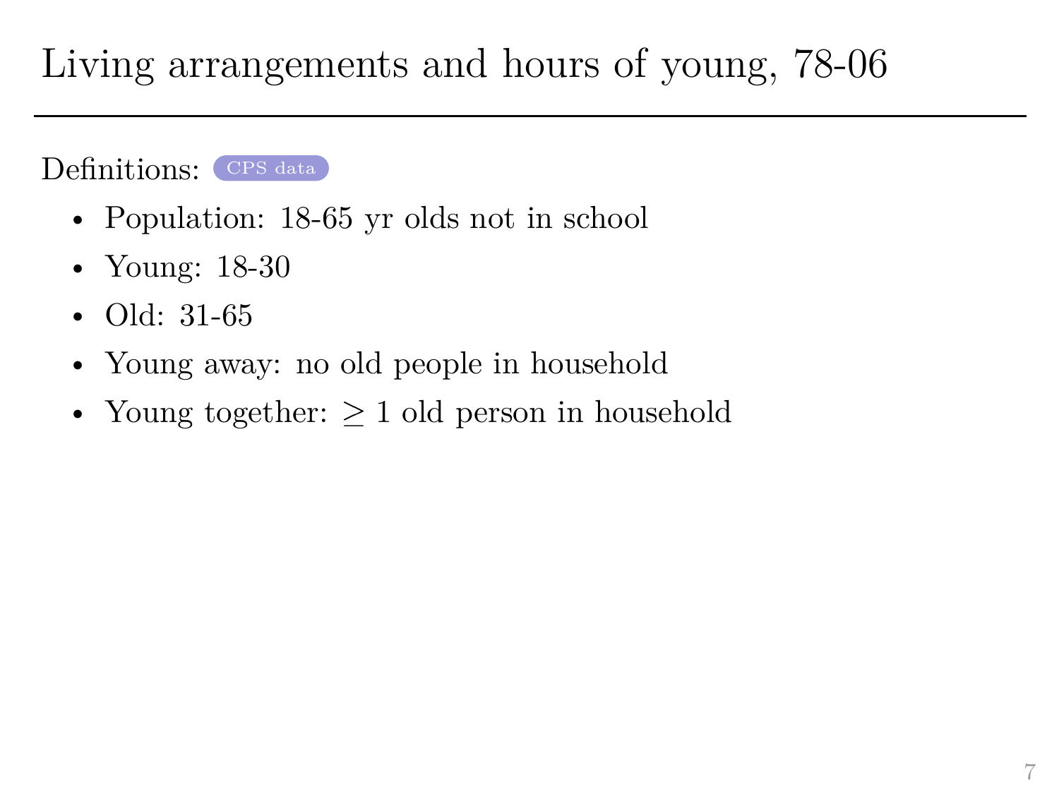# Living arrangements and hours of young, 78-06

Definitions: CPS data

- Population: 18-65 yr olds not in school
- Young: 18-30
- Old: 31-65
- Young away: no old people in household
- Young together: $\geq$ 1 old person in household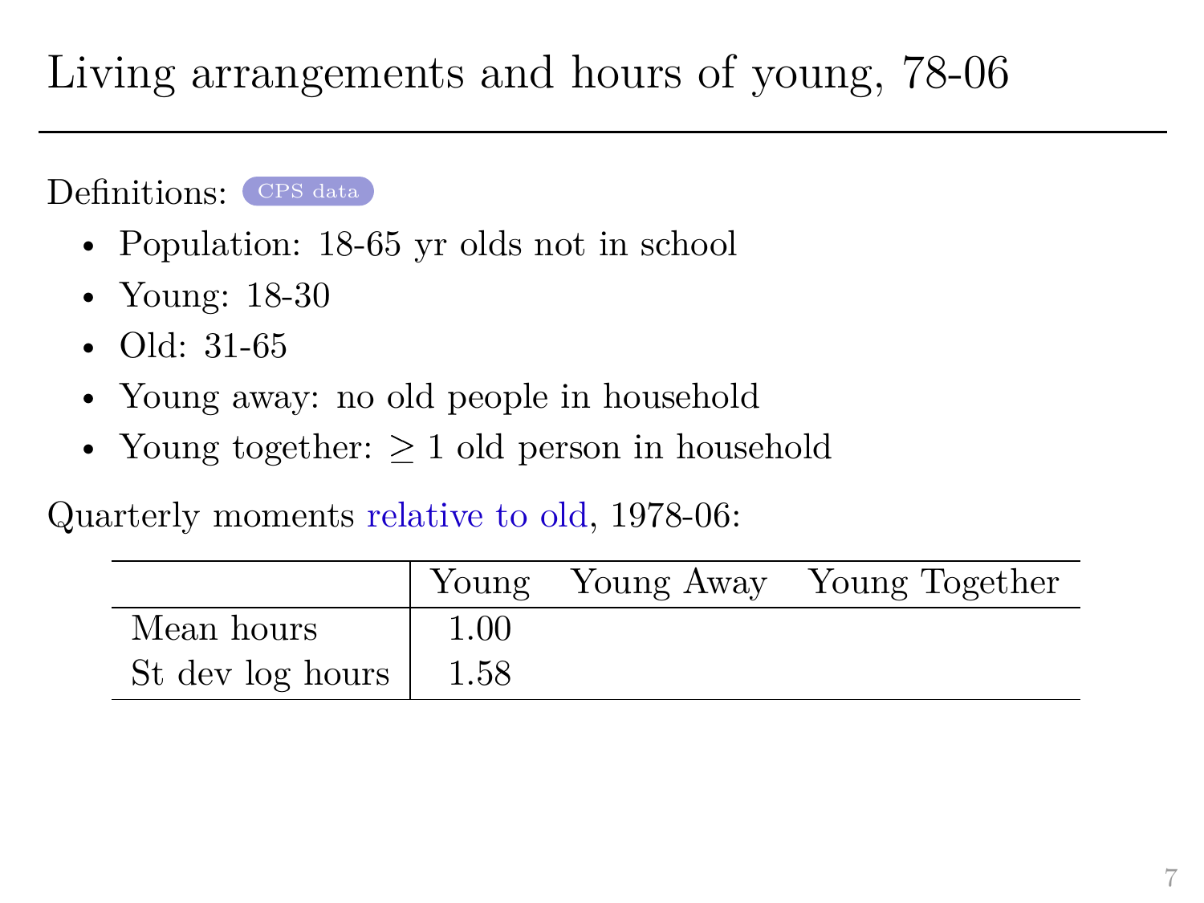# Living arrangements and hours of young, 78-06

Definitions: CPS data

- Population: 18-65 yr olds not in school
- Young: 18-30
- Old: 31-65
- Young away: no old people in household
- Young together: $\geq 1$ old person in household

Quarterly moments relative to old, 1978-06:

| | Young | Young Away | Young Together |
|---|---|---|---|
| Mean hours | 1.00 | | |
| St dev log hours | 1.58 | | |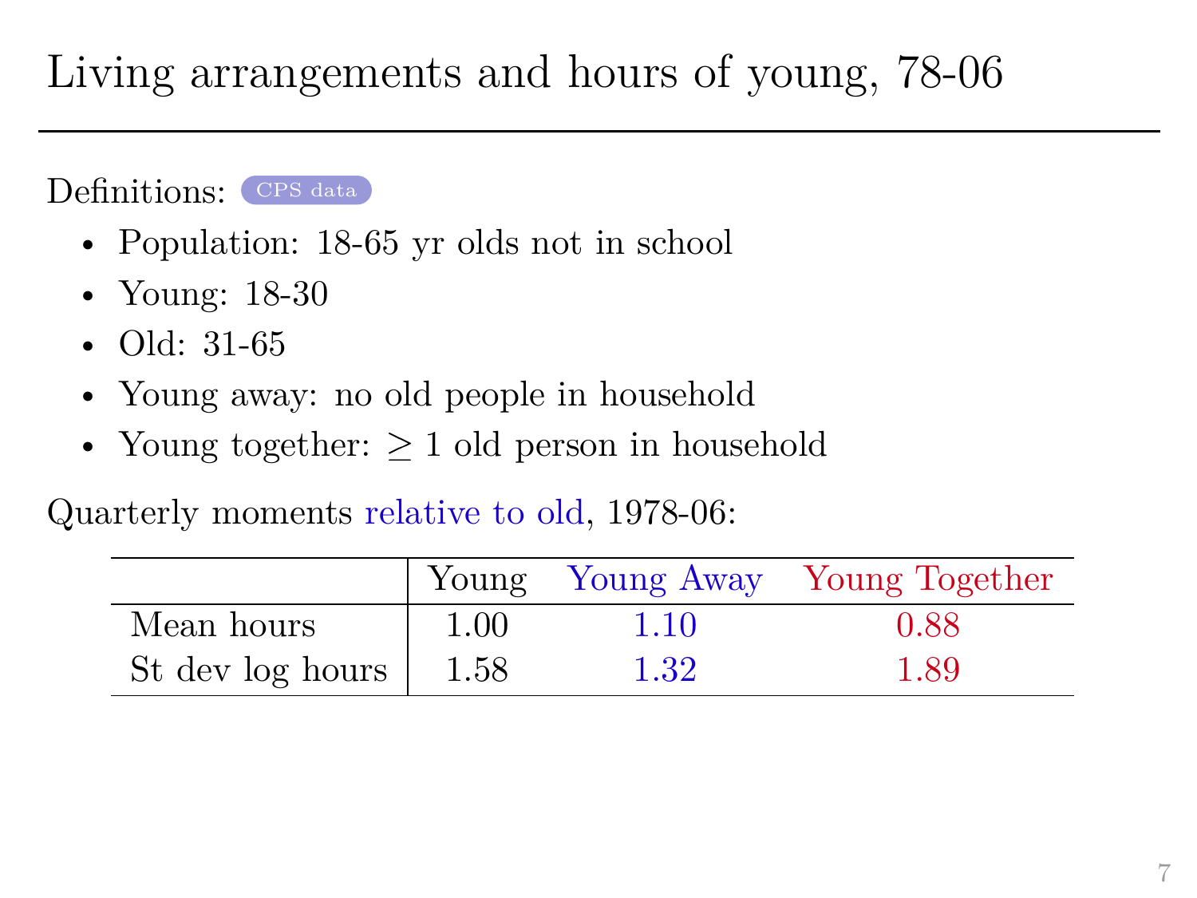# Living arrangements and hours of young, 78-06

Definitions: CPS data

- Population: 18-65 yr olds not in school
- Young: 18-30
- Old: 31-65
- Young away: no old people in household
- Young together: $\geq 1$ old person in household

Quarterly moments relative to old, 1978-06:

| | Young | Young Away | Young Together |
|---|---|---|---|
| Mean hours | 1.00 | 1.10 | 0.88 |
| St dev log hours | 1.58 | 1.32 | 1.89 |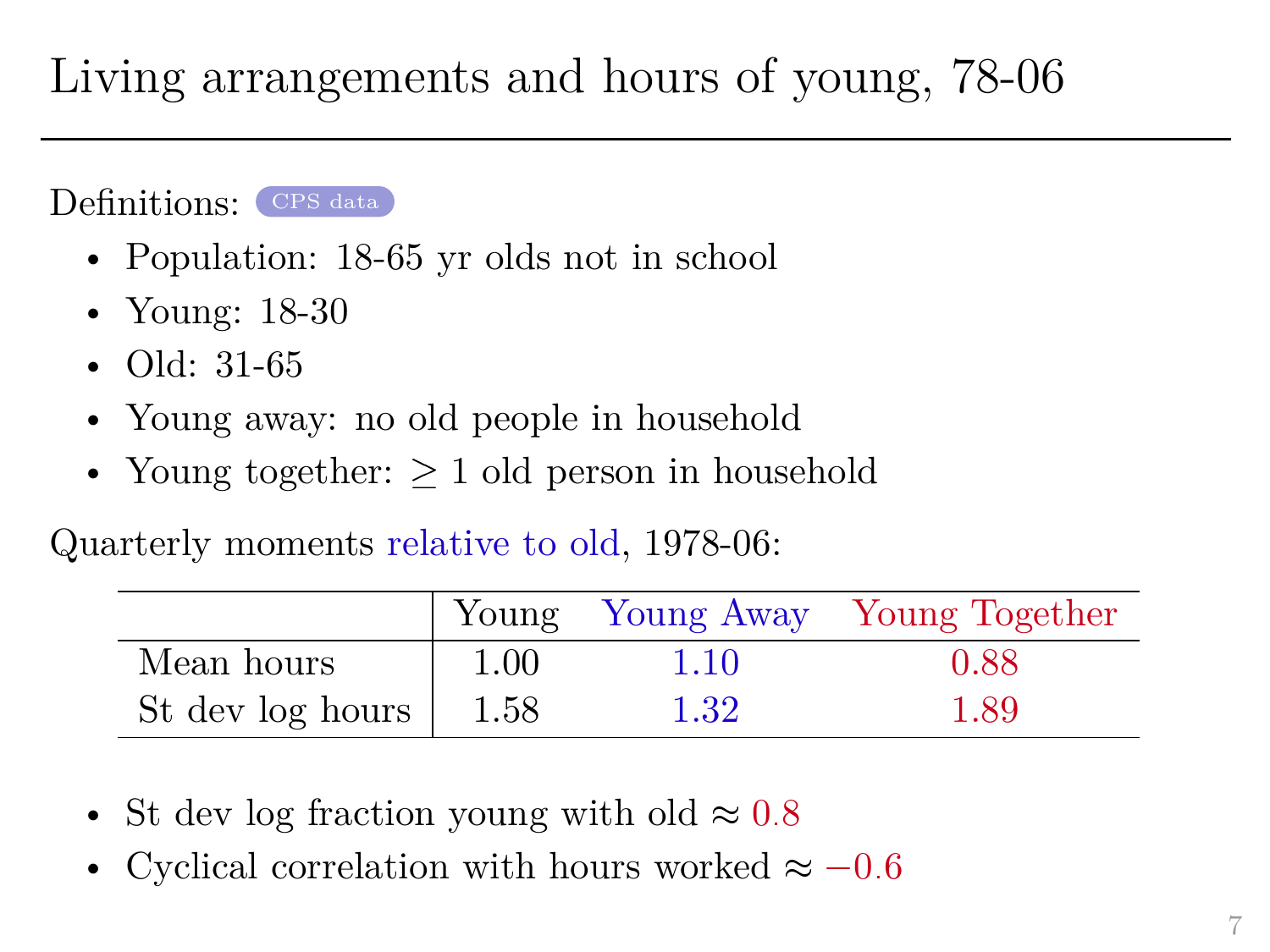# Living arrangements and hours of young, 78-06

Definitions: CPS data

- Population: 18-65 yr olds not in school
- Young: 18-30
- Old: 31-65
- Young away: no old people in household
- Young together: $\geq 1$ old person in household

Quarterly moments relative to old, 1978-06:

| | Young | Young Away | Young Together |
|---|---|---|---|
| Mean hours | 1.00 | 1.10 | 0.88 |
| St dev log hours | 1.58 | 1.32 | 1.89 |

- St dev log fraction young with old $\approx 0.8$
- Cyclical correlation with hours worked $\approx -0.6$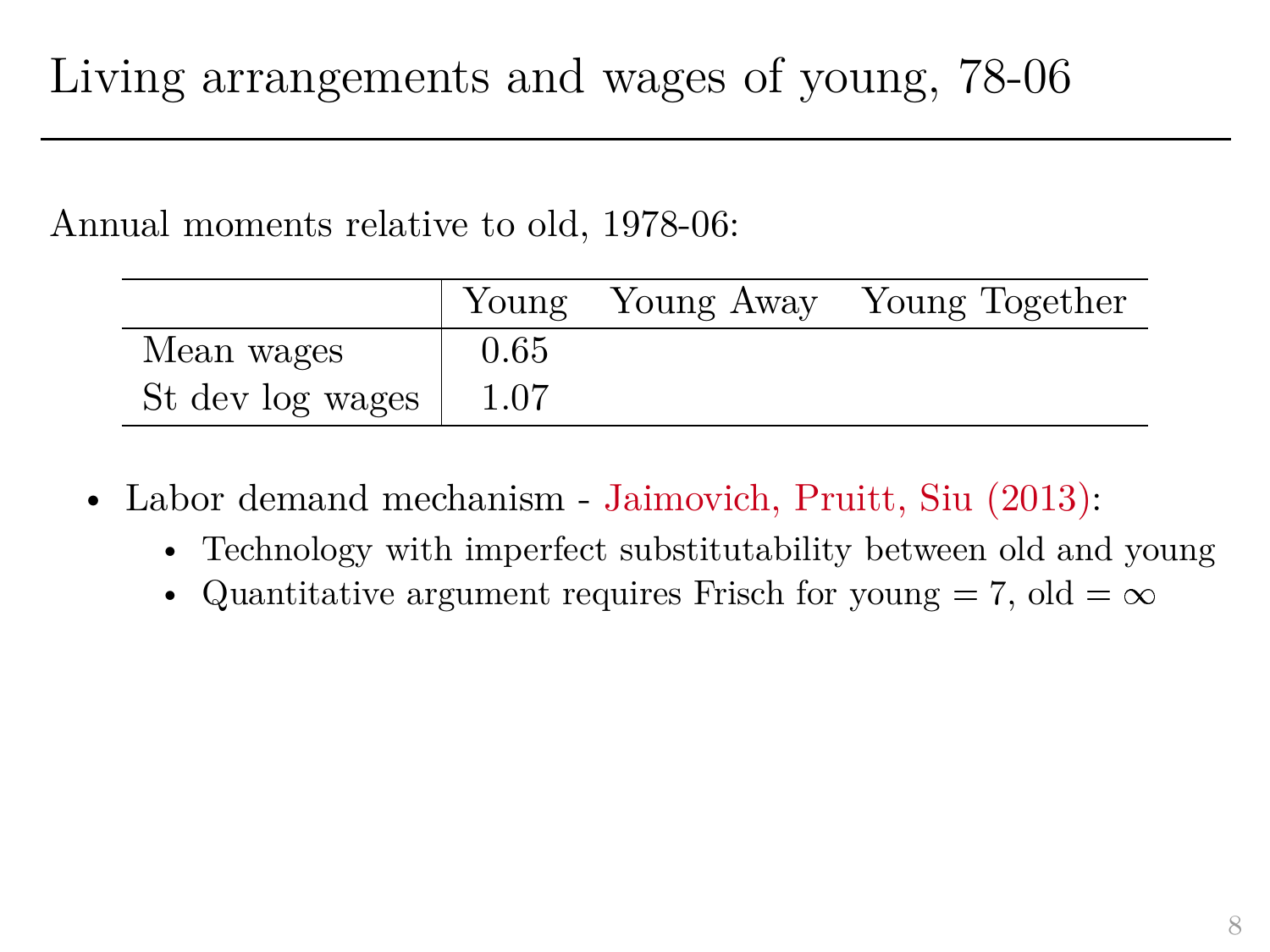# Living arrangements and wages of young, 78-06

Annual moments relative to old, 1978-06:

| | Young | Young Away | Young Together |
|---|---|---|---|
| Mean wages | 0.65 | | |
| St dev log wages | 1.07 | | |

- Labor demand mechanism - Jaimovich, Pruitt, Siu (2013):
  - Technology with imperfect substitutability between old and young
  - Quantitative argument requires Frisch for young = 7, old = $\infty$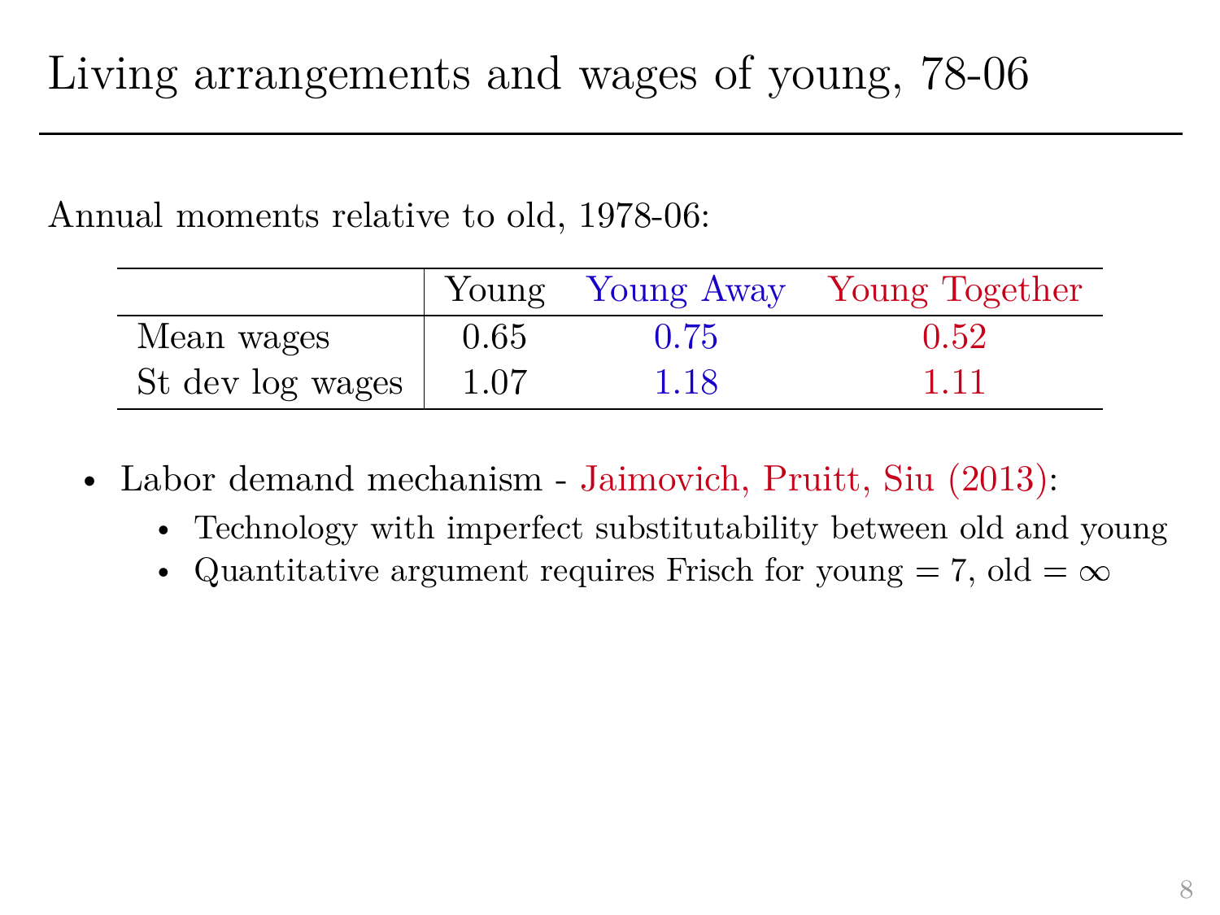# Living arrangements and wages of young, 78-06

Annual moments relative to old, 1978-06:

| | Young | Young Away | Young Together |
|---|---|---|---|
| Mean wages | 0.65 | 0.75 | 0.52 |
| St dev log wages | 1.07 | 1.18 | 1.11 |

- Labor demand mechanism - Jaimovich, Pruitt, Siu (2013):
  - Technology with imperfect substitutability between old and young
  - Quantitative argument requires Frisch for young = 7, old = $\infty$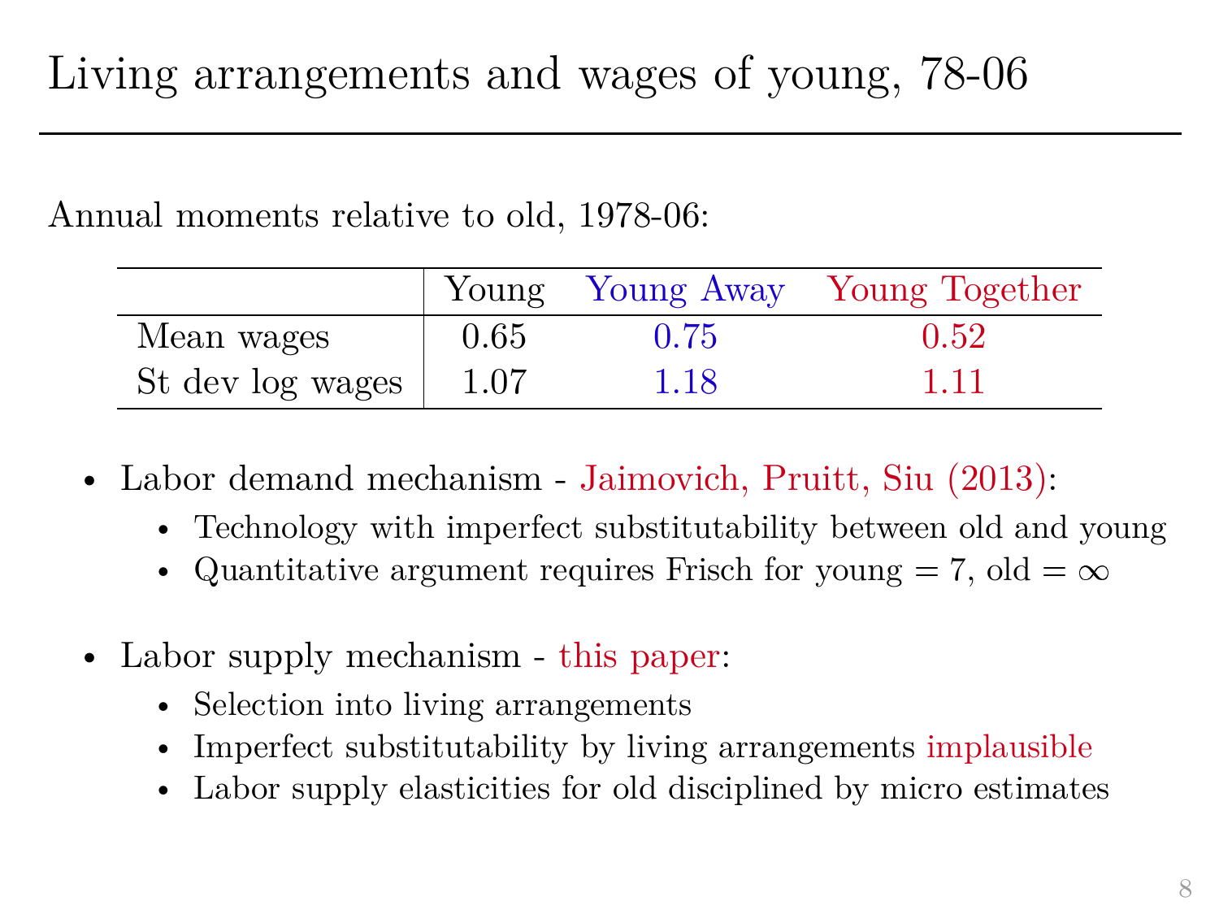# Living arrangements and wages of young, 78-06

Annual moments relative to old, 1978-06:

| | Young | Young Away | Young Together |
|---|---|---|---|
| Mean wages | 0.65 | 0.75 | 0.52 |
| St dev log wages | 1.07 | 1.18 | 1.11 |

- Labor demand mechanism - Jaimovich, Pruitt, Siu (2013):
  - Technology with imperfect substitutability between old and young
  - Quantitative argument requires Frisch for young = 7, old = $\infty$
- Labor supply mechanism - this paper:
  - Selection into living arrangements
  - Imperfect substitutability by living arrangements implausible
  - Labor supply elasticities for old disciplined by micro estimates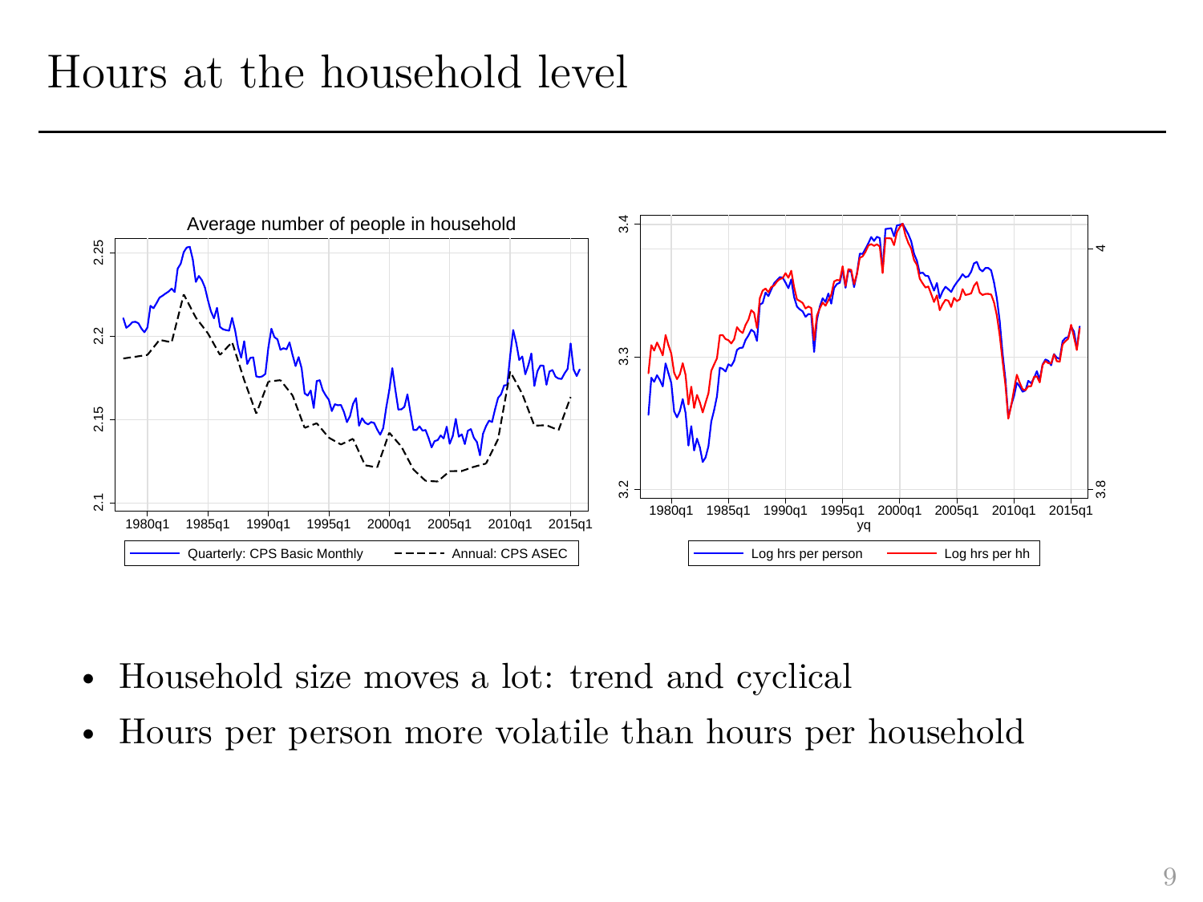# Hours at the household level

Average number of people in household

2.25
2.2
2.15
2.1

1980q1 1985q1 1990q1 1995q1 2000q1 2005q1 2010q1 2015q1

Quarterly: CPS Basic Monthly
Annual: CPS ASEC

3.4
3.3
3.2

4
3.8

1980q1 1985q1 1990q1 1995q1 2000q1 2005q1 2010q1 2015q1

yq

Log hrs per person
Log hrs per hh

- Household size moves a lot: trend and cyclical
- Hours per person more volatile than hours per household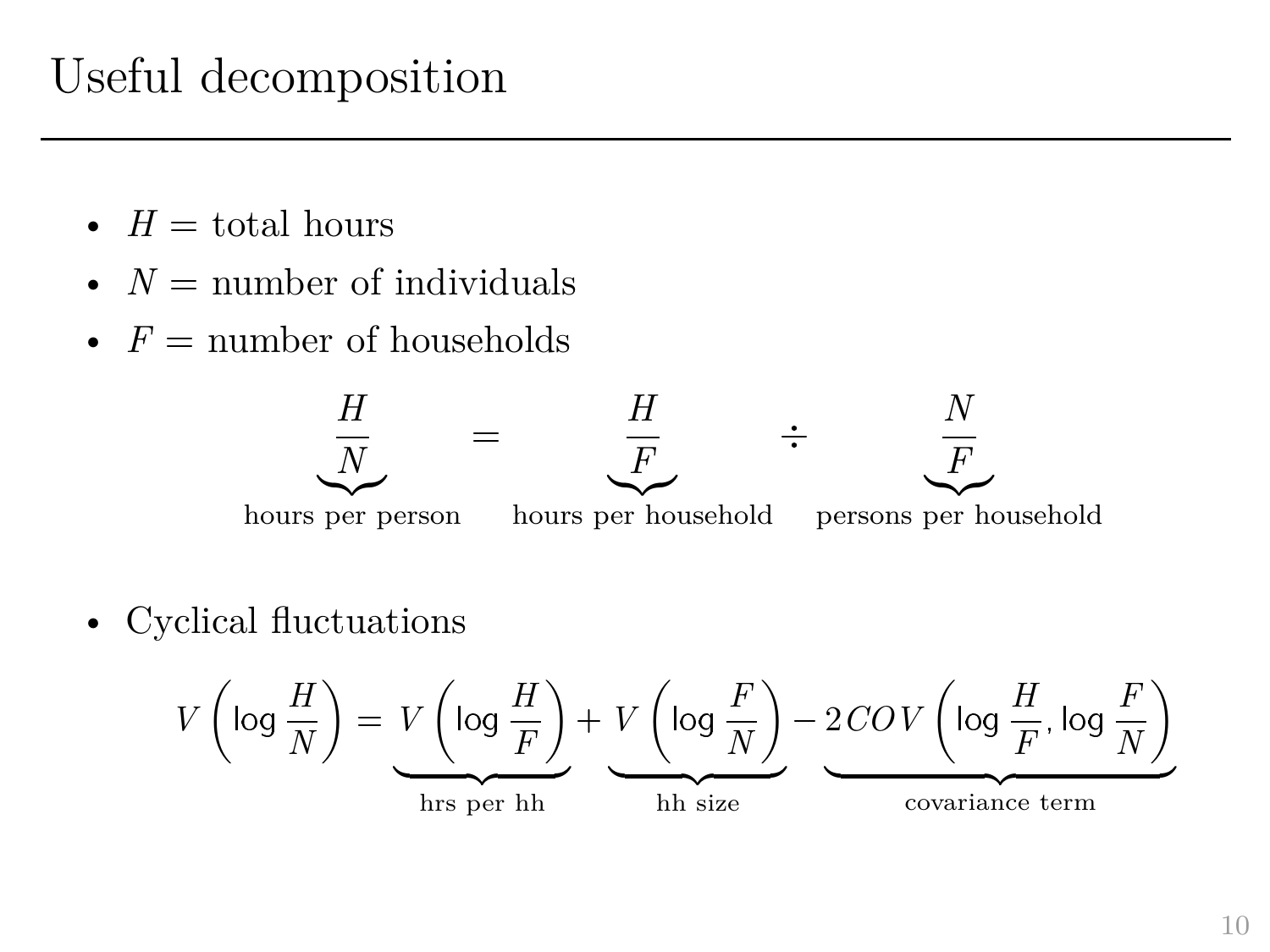# Useful decomposition

- $H =$ total hours
- $N =$ number of individuals
- $F =$ number of households

$$\underbrace{\frac{H}{N}}_{\text{hours per person}} = \underbrace{\frac{H}{F}}_{\text{hours per household}} \div \underbrace{\frac{N}{F}}_{\text{persons per household}}$$

- Cyclical fluctuations

$$V\left(\log \frac{H}{N}\right) = \underbrace{V\left(\log \frac{H}{F}\right)}_{\text{hrs per hh}} + \underbrace{V\left(\log \frac{F}{N}\right)}_{\text{hh size}} - \underbrace{2COV\left(\log \frac{H}{F}, \log \frac{F}{N}\right)}_{\text{covariance term}}$$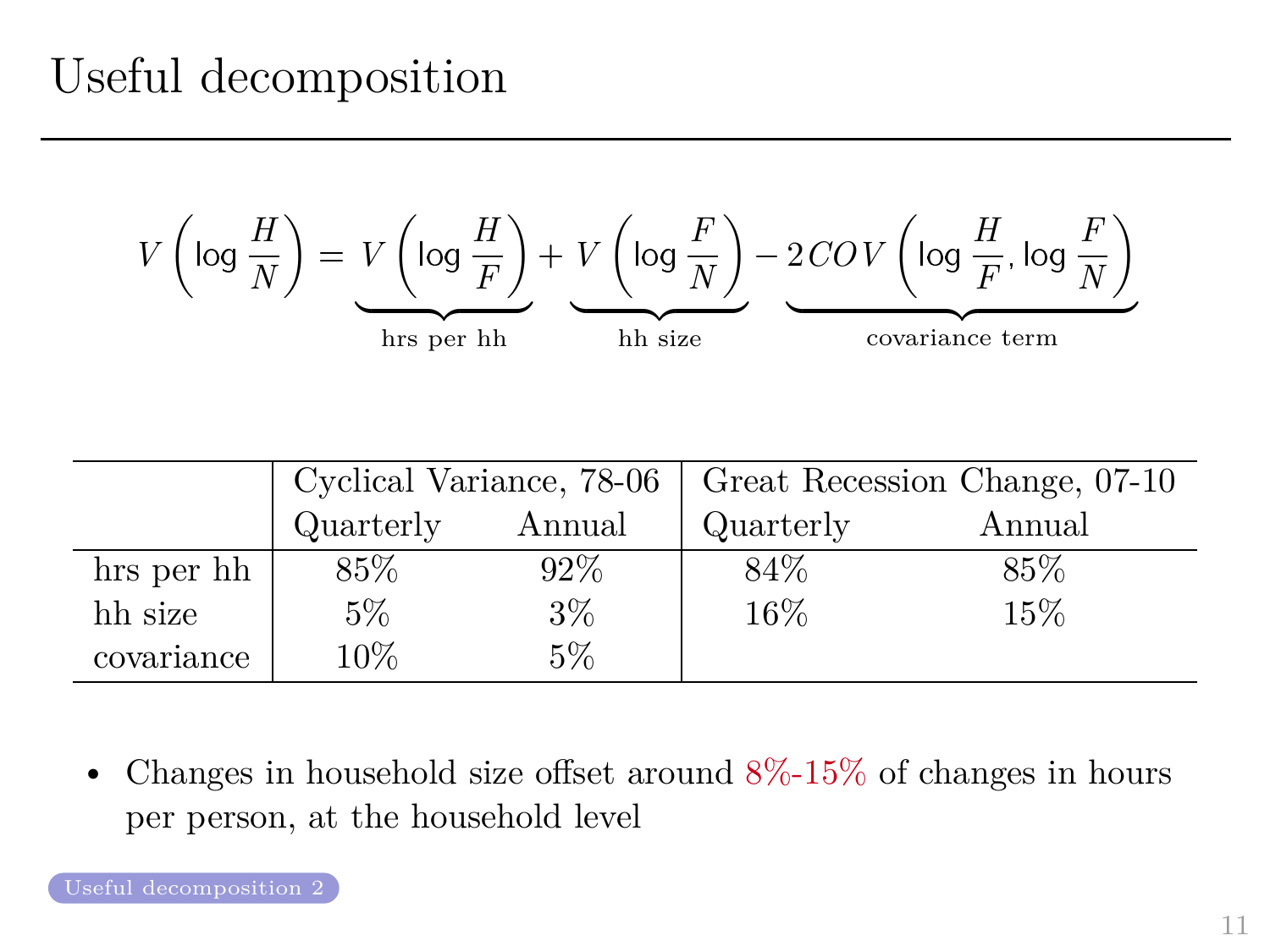# Useful decomposition

$$V\left(\log \frac{H}{N}\right) = \underbrace{V\left(\log \frac{H}{F}\right)}_{\text{hrs per hh}} + \underbrace{V\left(\log \frac{F}{N}\right)}_{\text{hh size}} - \underbrace{2COV\left(\log \frac{H}{F}, \log \frac{F}{N}\right)}_{\text{covariance term}}$$

| | Cyclical Variance, 78-06 | | Great Recession Change, 07-10 | |
|---|---|---|---|---|
| | Quarterly | Annual | Quarterly | Annual |
| hrs per hh | 85% | 92% | 84% | 85% |
| hh size | 5% | 3% | 16% | 15% |
| covariance | 10% | 5% | | |

- Changes in household size offset around 8%-15% of changes in hours per person, at the household level

Useful decomposition 2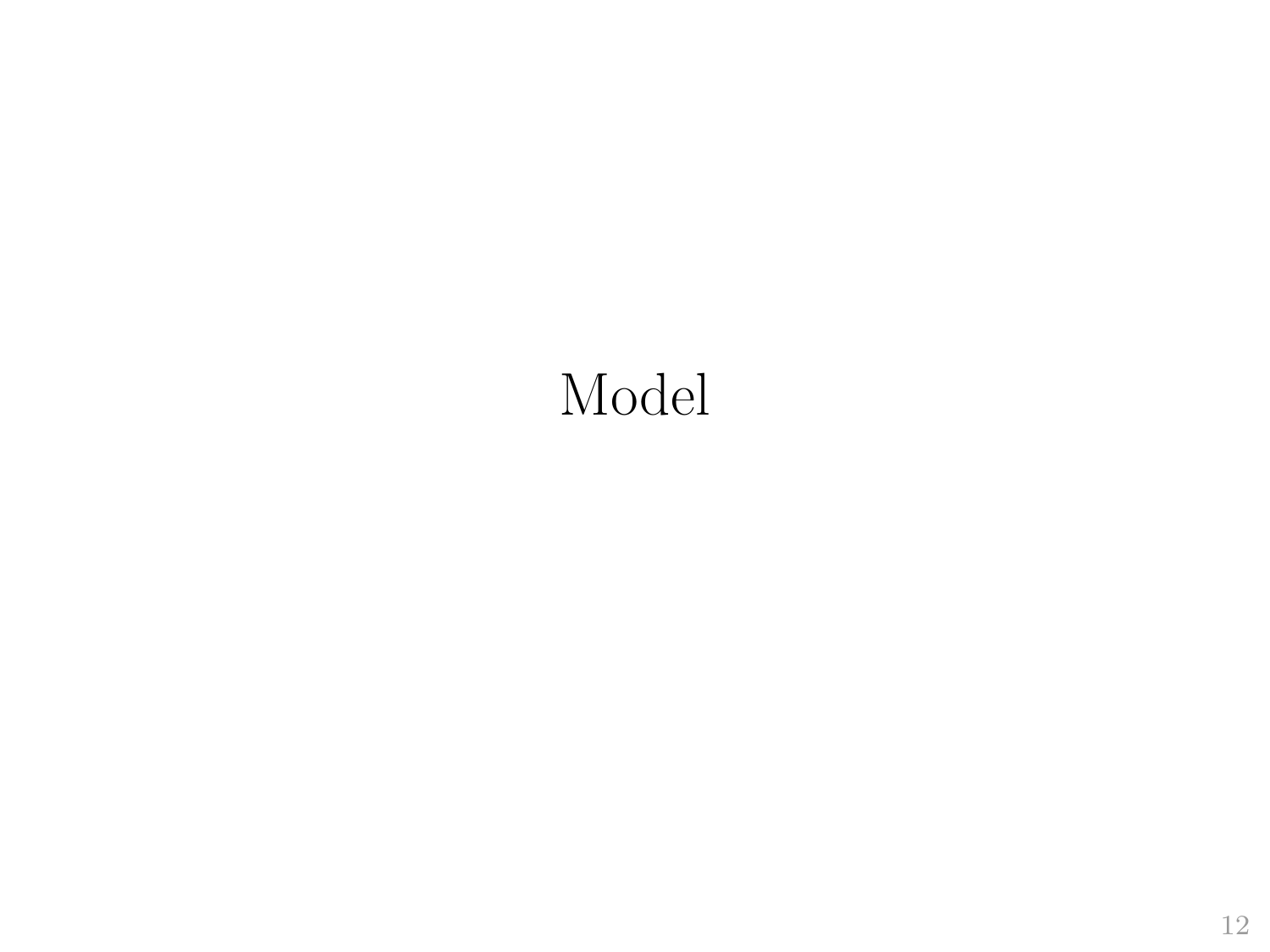# Model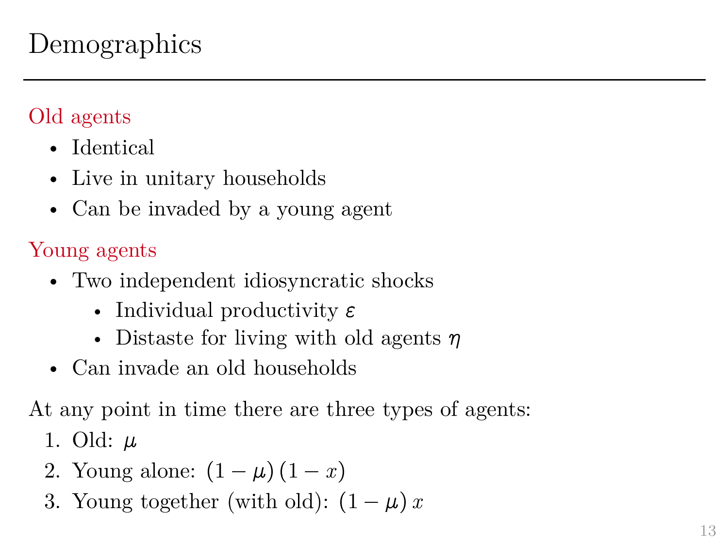# Demographics

**Old agents**

- Identical
- Live in unitary households
- Can be invaded by a young agent

**Young agents**

- Two independent idiosyncratic shocks
  - Individual productivity $\varepsilon$
  - Distaste for living with old agents $\eta$
- Can invade an old households

At any point in time there are three types of agents:

1. Old: $\mu$
2. Young alone: $(1-\mu)(1-x)$
3. Young together (with old): $(1-\mu)x$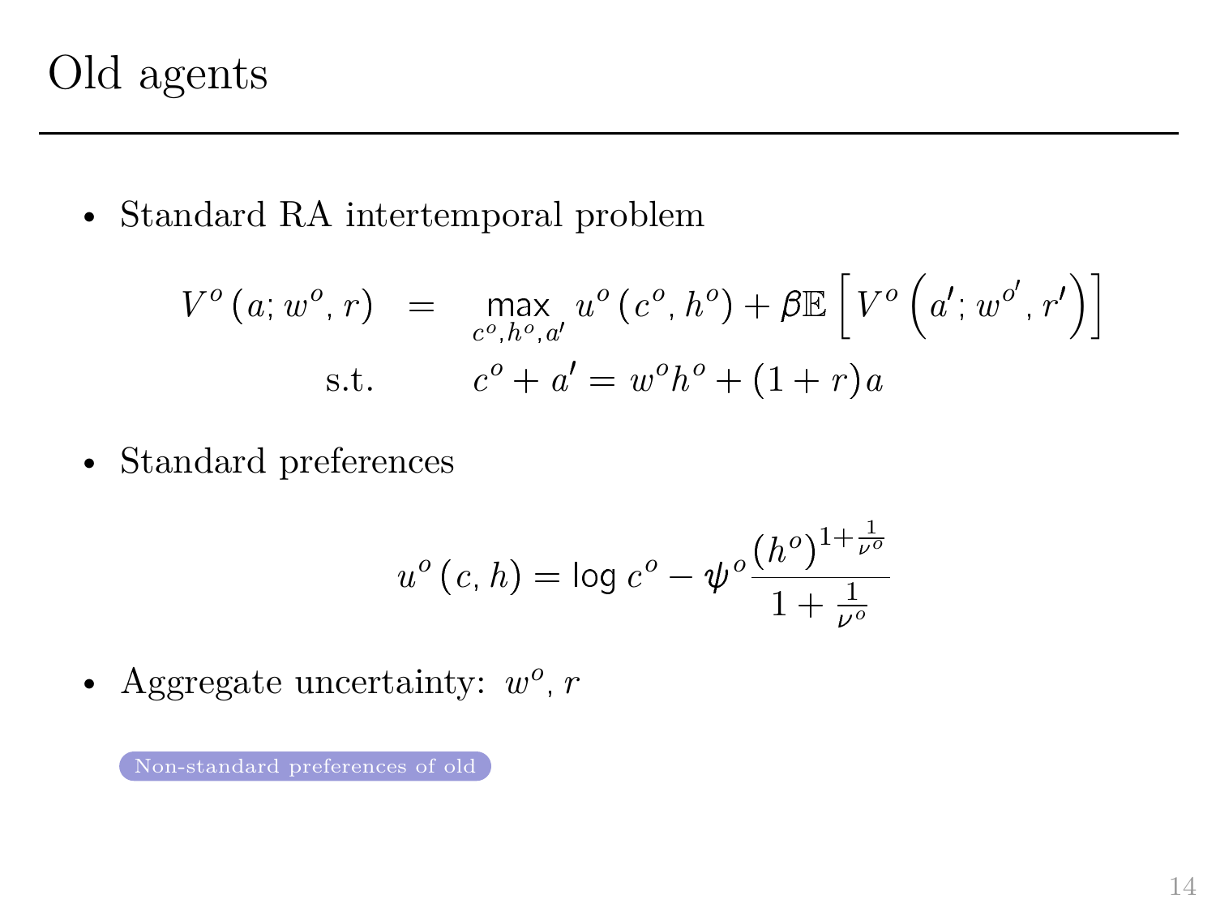# Old agents

- Standard RA intertemporal problem

$$
\begin{aligned}
V^o(a; w^o, r) \quad &= \quad \max_{c^o, h^o, a'} u^o(c^o, h^o) + \beta \mathbb{E}\left[V^o\left(a'; w^{o'}, r'\right)\right] \\
\text{s.t.} \qquad & \qquad c^o + a' = w^o h^o + (1+r)a
\end{aligned}
$$

- Standard preferences

$$
u^o(c, h) = \log c^o - \psi^o \frac{(h^o)^{1+\frac{1}{\nu^o}}}{1+\frac{1}{\nu^o}}
$$

- Aggregate uncertainty: $w^o, r$

Non-standard preferences of old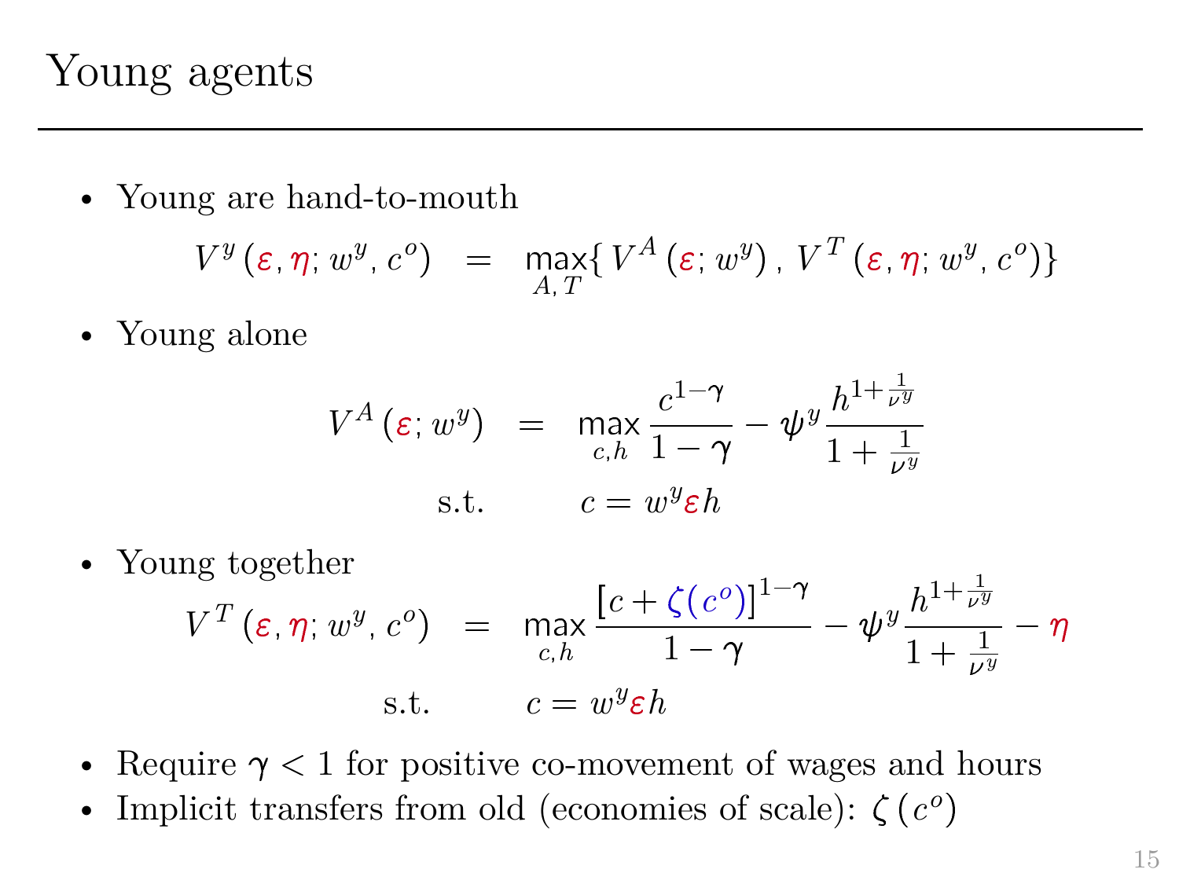# Young agents

- Young are hand-to-mouth

$$V^y(\varepsilon, \eta; w^y, c^o) \;\; = \;\; \max_{A,T}\{\, V^A(\varepsilon; w^y)\,,\, V^T(\varepsilon, \eta; w^y, c^o)\}$$

- Young alone

$$V^A(\varepsilon; w^y) \;\; = \;\; \max_{c,h} \frac{c^{1-\gamma}}{1-\gamma} - \psi^y \frac{h^{1+\frac{1}{\nu^y}}}{1+\frac{1}{\nu^y}}$$

$$\text{s.t.} \qquad c = w^y \varepsilon h$$

- Young together

$$V^T(\varepsilon, \eta; w^y, c^o) \;\; = \;\; \max_{c,h} \frac{[c + \zeta(c^o)]^{1-\gamma}}{1-\gamma} - \psi^y \frac{h^{1+\frac{1}{\nu^y}}}{1+\frac{1}{\nu^y}} - \eta$$

$$\text{s.t.} \qquad c = w^y \varepsilon h$$

- Require $\gamma < 1$ for positive co-movement of wages and hours
- Implicit transfers from old (economies of scale): $\zeta(c^o)$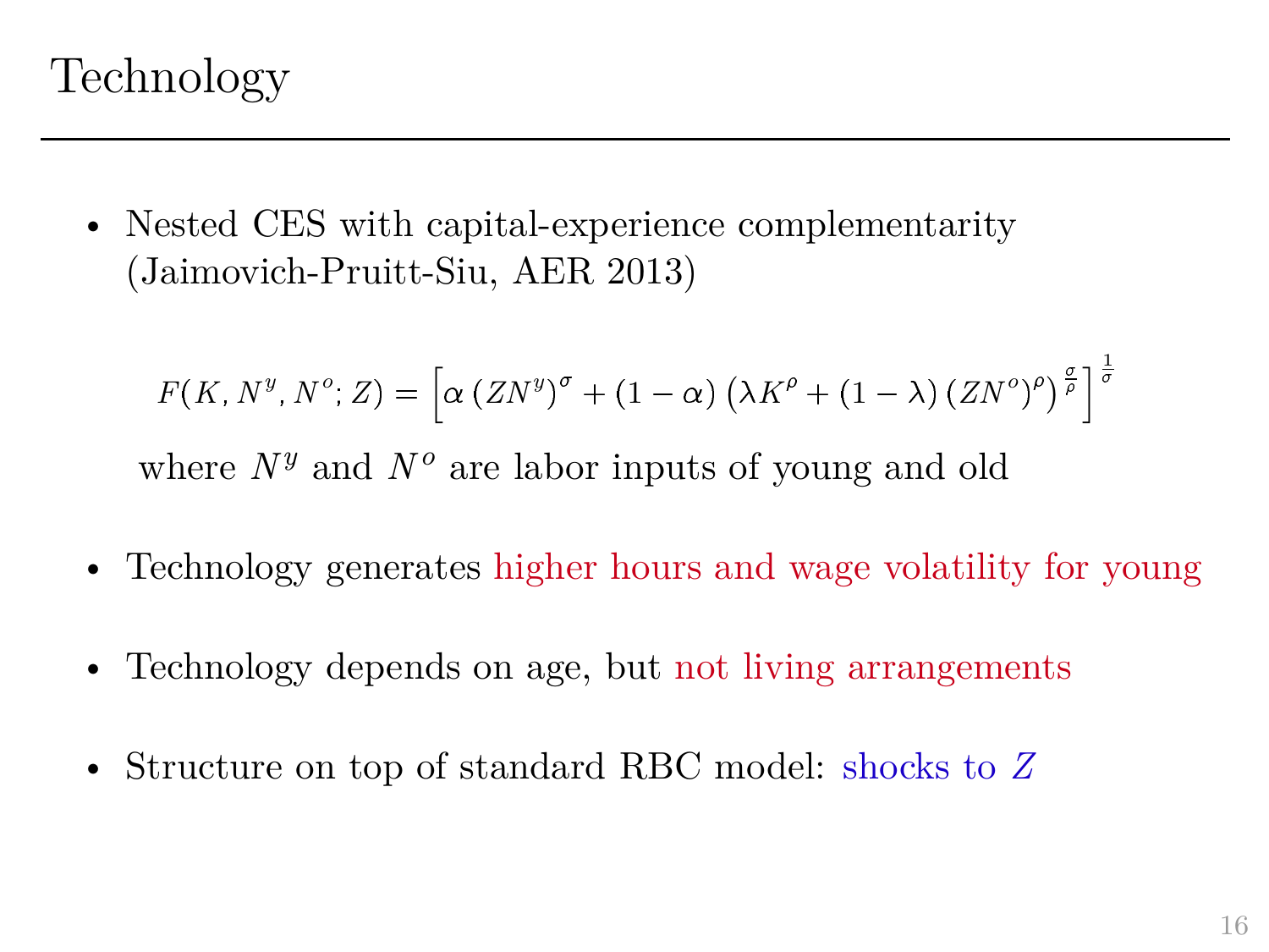# Technology

- Nested CES with capital-experience complementarity (Jaimovich-Pruitt-Siu, AER 2013)

$$F(K, N^y, N^o; Z) = \left[\alpha \left(ZN^y\right)^{\sigma} + (1-\alpha)\left(\lambda K^{\rho} + (1-\lambda)\left(ZN^o\right)^{\rho}\right)^{\frac{\sigma}{\rho}}\right]^{\frac{1}{\sigma}}$$

  where $N^y$ and $N^o$ are labor inputs of young and old

- Technology generates higher hours and wage volatility for young

- Technology depends on age, but not living arrangements

- Structure on top of standard RBC model: shocks to $Z$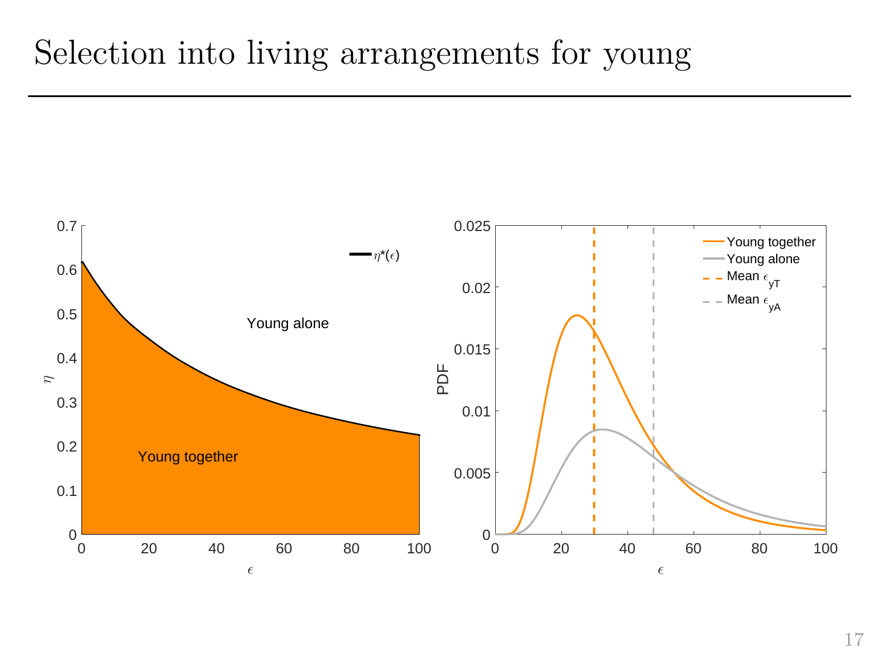# Selection into living arrangements for young

$\eta^\star(\epsilon)$

Young alone

Young together

0.7
0.6
0.5
0.4
0.3
0.2
0.1
0

$\eta$

0 20 40 60 80 100

$\epsilon$

Young together
Young alone
Mean $\epsilon_{yT}$
Mean $\epsilon_{yA}$

0.025
0.02
0.015
0.01
0.005
0

PDF

0 20 40 60 80 100

$\epsilon$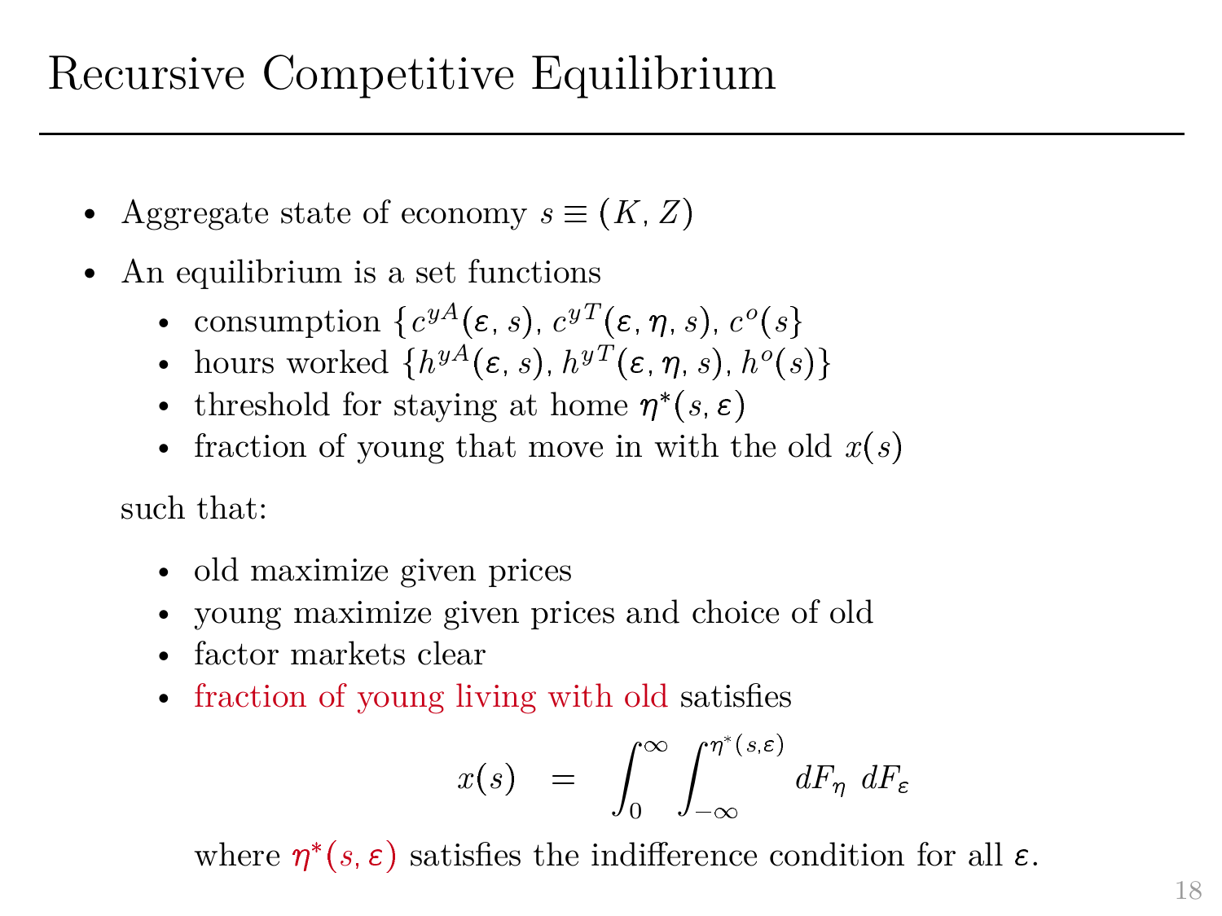# Recursive Competitive Equilibrium

- Aggregate state of economy $s \equiv (K, Z)$
- An equilibrium is a set functions
  - consumption $\{c^{yA}(\varepsilon, s), c^{yT}(\varepsilon, \eta, s), c^{o}(s)\}$
  - hours worked $\{h^{yA}(\varepsilon, s), h^{yT}(\varepsilon, \eta, s), h^{o}(s)\}$
  - threshold for staying at home $\eta^{*}(s, \varepsilon)$
  - fraction of young that move in with the old $x(s)$

  such that:

  - old maximize given prices
  - young maximize given prices and choice of old
  - factor markets clear
  - fraction of young living with old satisfies

$$x(s) = \int_{0}^{\infty} \int_{-\infty}^{\eta^{*}(s,\varepsilon)} dF_{\eta} \, dF_{\varepsilon}$$

  where $\eta^{*}(s, \varepsilon)$ satisfies the indifference condition for all $\varepsilon$.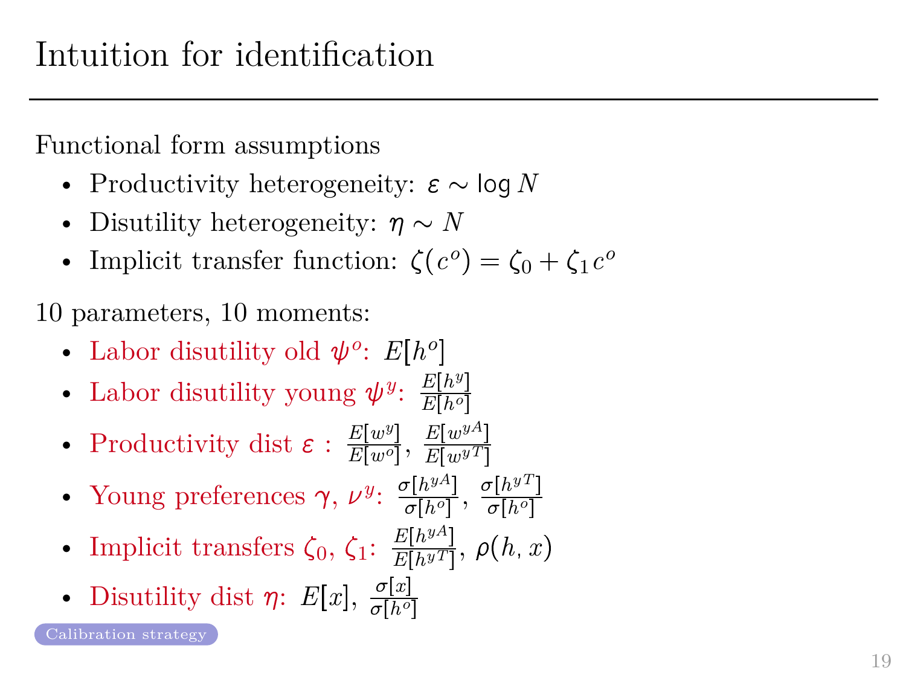# Intuition for identification

Functional form assumptions

- Productivity heterogeneity: $\varepsilon \sim \log N$
- Disutility heterogeneity: $\eta \sim N$
- Implicit transfer function: $\zeta(c^o) = \zeta_0 + \zeta_1 c^o$

10 parameters, 10 moments:

- Labor disutility old $\psi^o$: $E[h^o]$
- Labor disutility young $\psi^y$: $\frac{E[h^y]}{E[h^o]}$
- Productivity dist $\varepsilon$ : $\frac{E[w^y]}{E[w^o]}$, $\frac{E[w^{yA}]}{E[w^{yT}]}$
- Young preferences $\gamma$, $\nu^y$: $\frac{\sigma[h^{yA}]}{\sigma[h^o]}$, $\frac{\sigma[h^{yT}]}{\sigma[h^o]}$
- Implicit transfers $\zeta_0$, $\zeta_1$: $\frac{E[h^{yA}]}{E[h^{yT}]}$, $\rho(h, x)$
- Disutility dist $\eta$: $E[x]$, $\frac{\sigma[x]}{\sigma[h^o]}$

Calibration strategy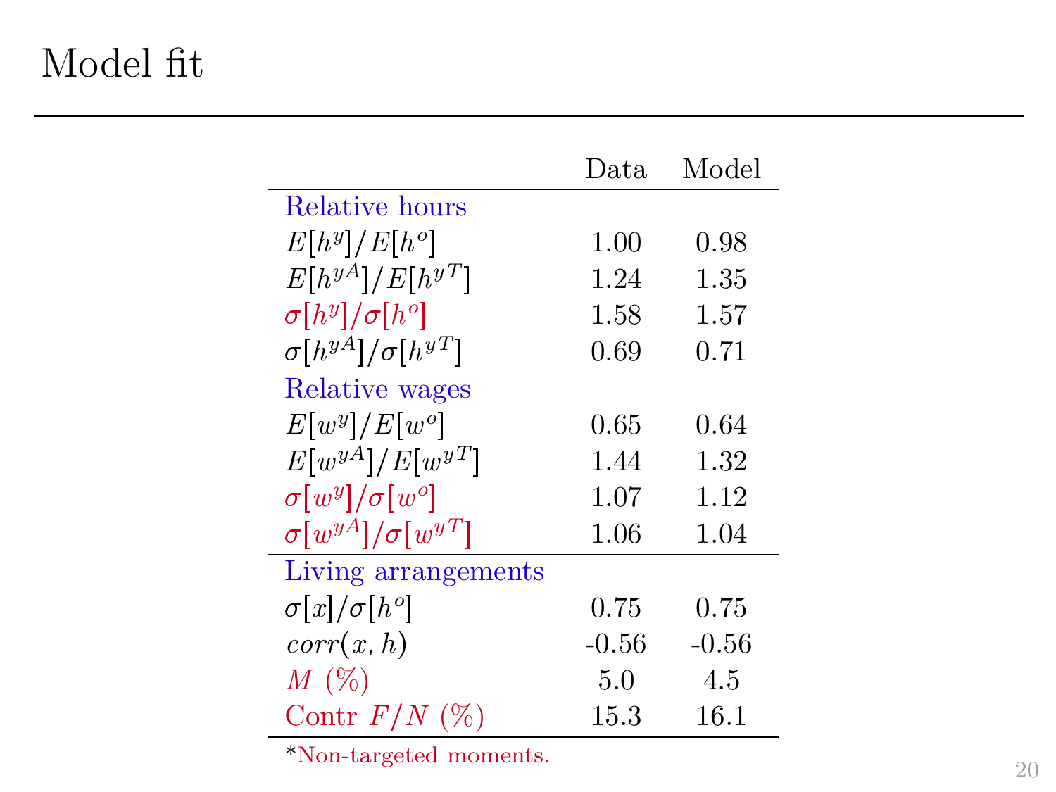# Model fit

| | Data | Model |
|---|---|---|
| Relative hours | | |
| $E[h^y]/E[h^o]$ | 1.00 | 0.98 |
| $E[h^{yA}]/E[h^{yT}]$ | 1.24 | 1.35 |
| $\sigma[h^y]/\sigma[h^o]$ | 1.58 | 1.57 |
| $\sigma[h^{yA}]/\sigma[h^{yT}]$ | 0.69 | 0.71 |
| Relative wages | | |
| $E[w^y]/E[w^o]$ | 0.65 | 0.64 |
| $E[w^{yA}]/E[w^{yT}]$ | 1.44 | 1.32 |
| $\sigma[w^y]/\sigma[w^o]$ | 1.07 | 1.12 |
| $\sigma[w^{yA}]/\sigma[w^{yT}]$ | 1.06 | 1.04 |
| Living arrangements | | |
| $\sigma[x]/\sigma[h^o]$ | 0.75 | 0.75 |
| $corr(x, h)$ | -0.56 | -0.56 |
| $M$ (%) | 5.0 | 4.5 |
| Contr $F/N$ (%) | 15.3 | 16.1 |

*Non-targeted moments.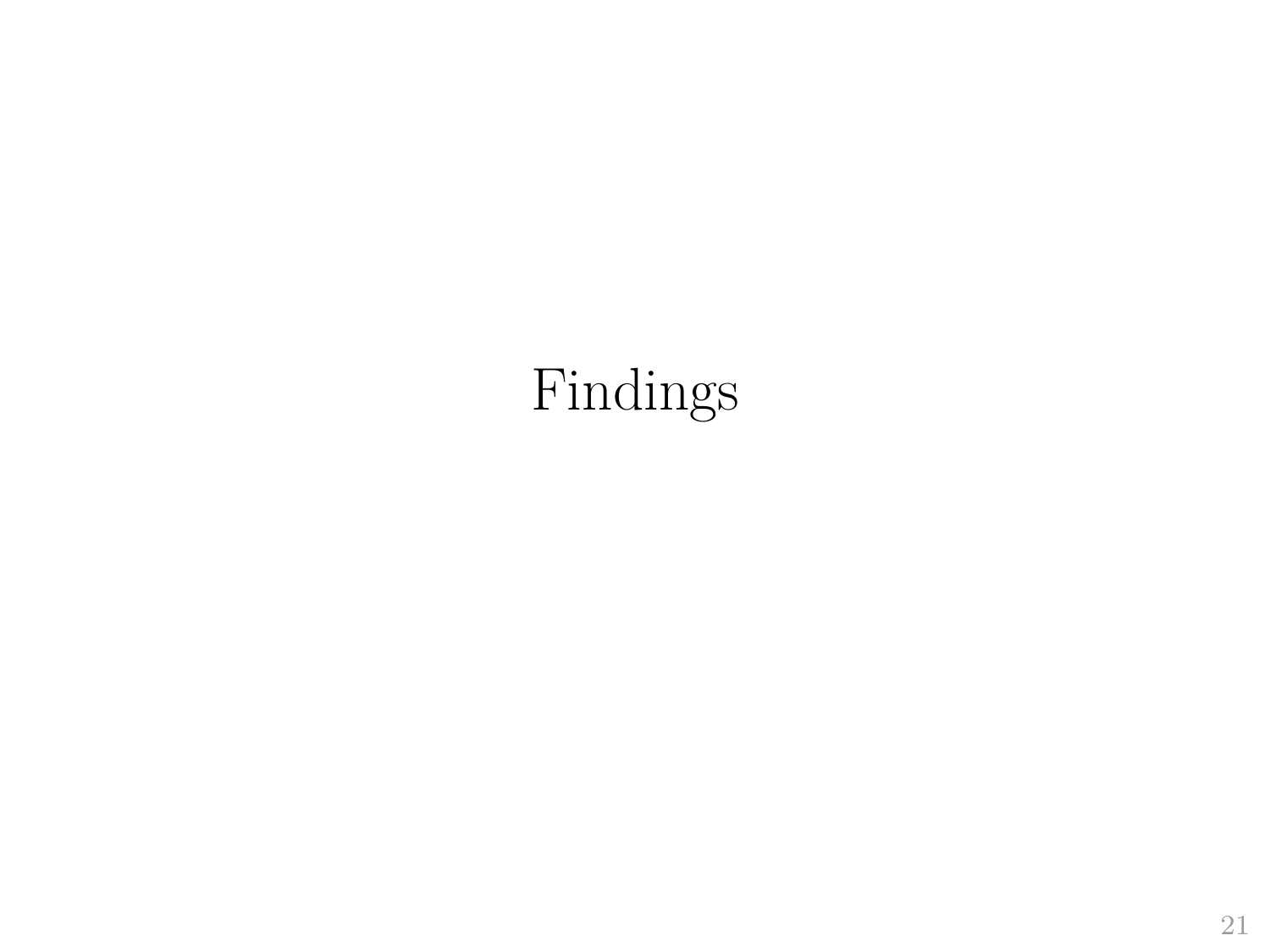# Findings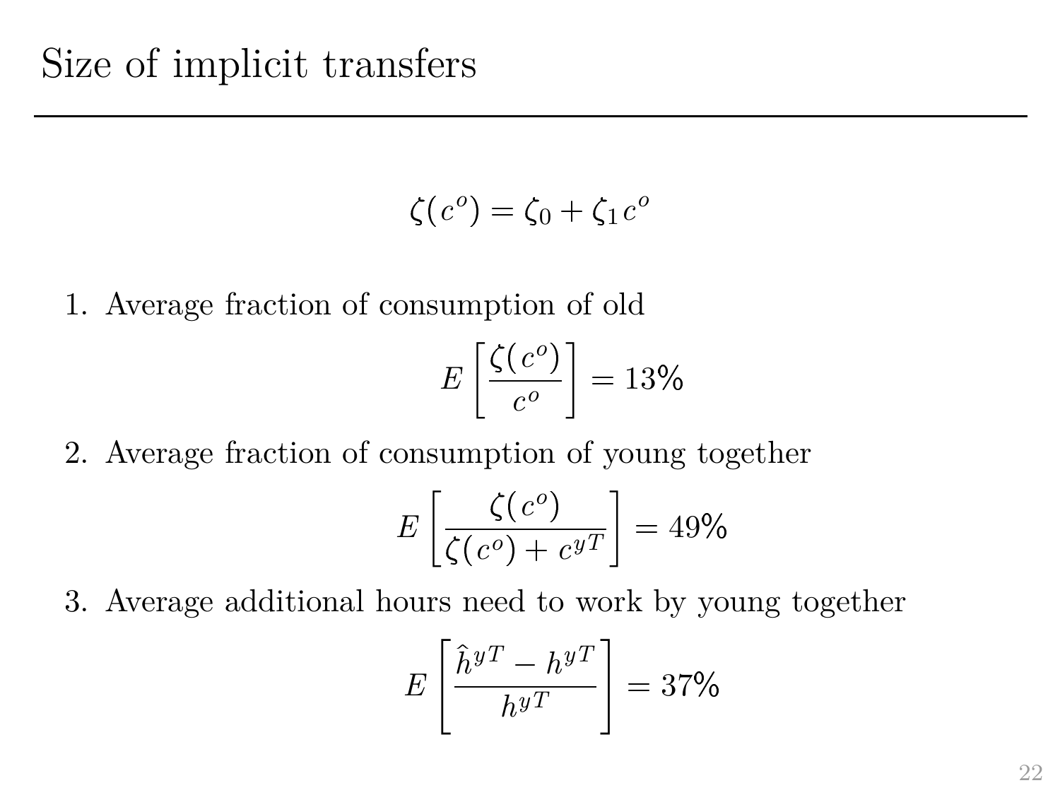# Size of implicit transfers

$$\zeta(c^o) = \zeta_0 + \zeta_1 c^o$$

1. Average fraction of consumption of old

$$E\left[\frac{\zeta(c^o)}{c^o}\right] = 13\%$$

2. Average fraction of consumption of young together

$$E\left[\frac{\zeta(c^o)}{\zeta(c^o) + c^{yT}}\right] = 49\%$$

3. Average additional hours need to work by young together

$$E\left[\frac{\hat{h}^{yT} - h^{yT}}{h^{yT}}\right] = 37\%$$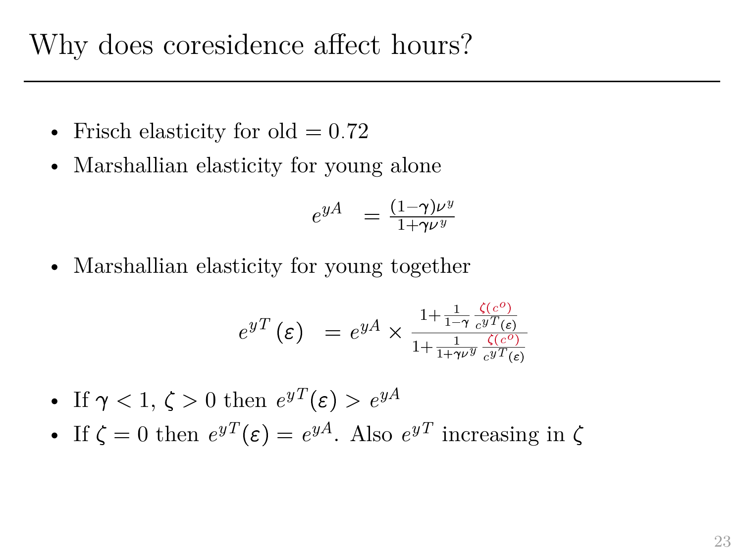# Why does coresidence affect hours?

- Frisch elasticity for old $= 0.72$
- Marshallian elasticity for young alone

$$e^{yA} = \frac{(1-\gamma)\nu^y}{1+\gamma\nu^y}$$

- Marshallian elasticity for young together

$$e^{yT}(\varepsilon) = e^{yA} \times \frac{1+\frac{1}{1-\gamma}\frac{\zeta(c^O)}{c^{yT}(\varepsilon)}}{1+\frac{1}{1+\gamma\nu^y}\frac{\zeta(c^O)}{c^{yT}(\varepsilon)}}$$

- If $\gamma < 1$, $\zeta > 0$ then $e^{yT}(\varepsilon) > e^{yA}$
- If $\zeta = 0$ then $e^{yT}(\varepsilon) = e^{yA}$. Also $e^{yT}$ increasing in $\zeta$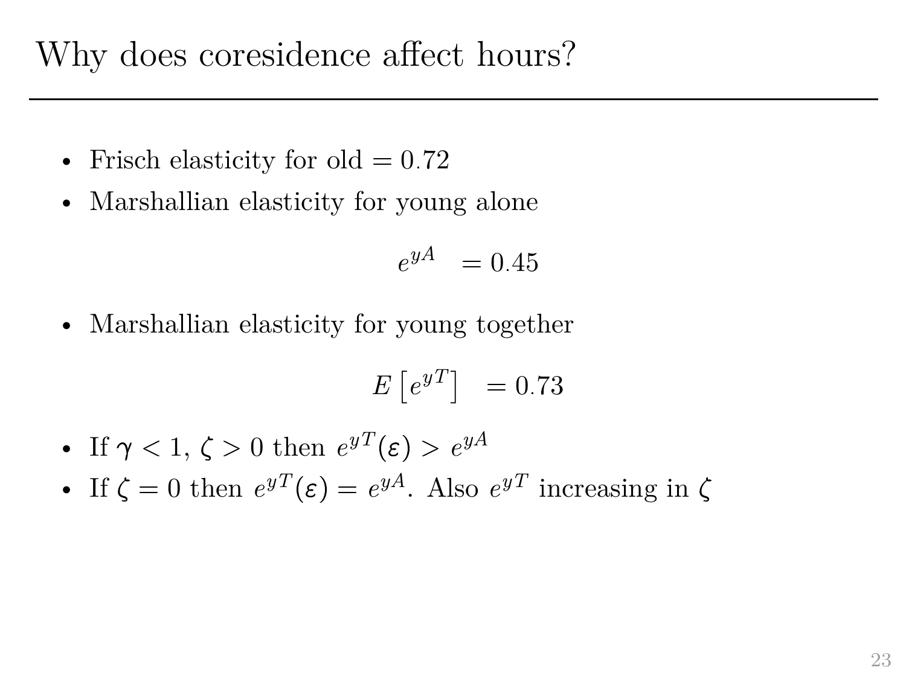# Why does coresidence affect hours?

- Frisch elasticity for old $= 0.72$
- Marshallian elasticity for young alone

$$e^{yA} \quad = 0.45$$

- Marshallian elasticity for young together

$$E\left[e^{yT}\right] \quad = 0.73$$

- If $\gamma < 1$, $\zeta > 0$ then $e^{yT}(\varepsilon) > e^{yA}$
- If $\zeta = 0$ then $e^{yT}(\varepsilon) = e^{yA}$. Also $e^{yT}$ increasing in $\zeta$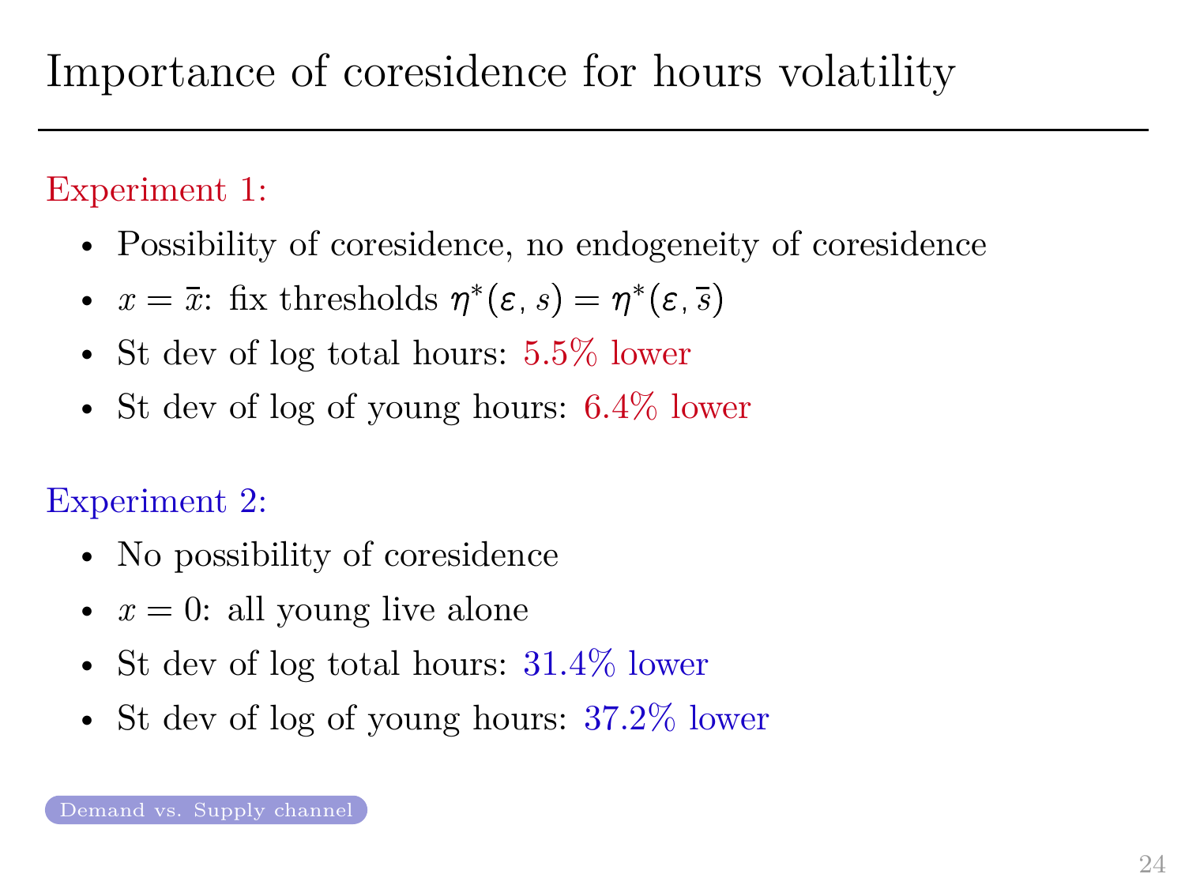# Importance of coresidence for hours volatility

Experiment 1:

- Possibility of coresidence, no endogeneity of coresidence
- $x = \bar{x}$: fix thresholds $\eta^*(\varepsilon, s) = \eta^*(\varepsilon, \bar{s})$
- St dev of log total hours: 5.5% lower
- St dev of log of young hours: 6.4% lower

Experiment 2:

- No possibility of coresidence
- $x = 0$: all young live alone
- St dev of log total hours: 31.4% lower
- St dev of log of young hours: 37.2% lower

Demand vs. Supply channel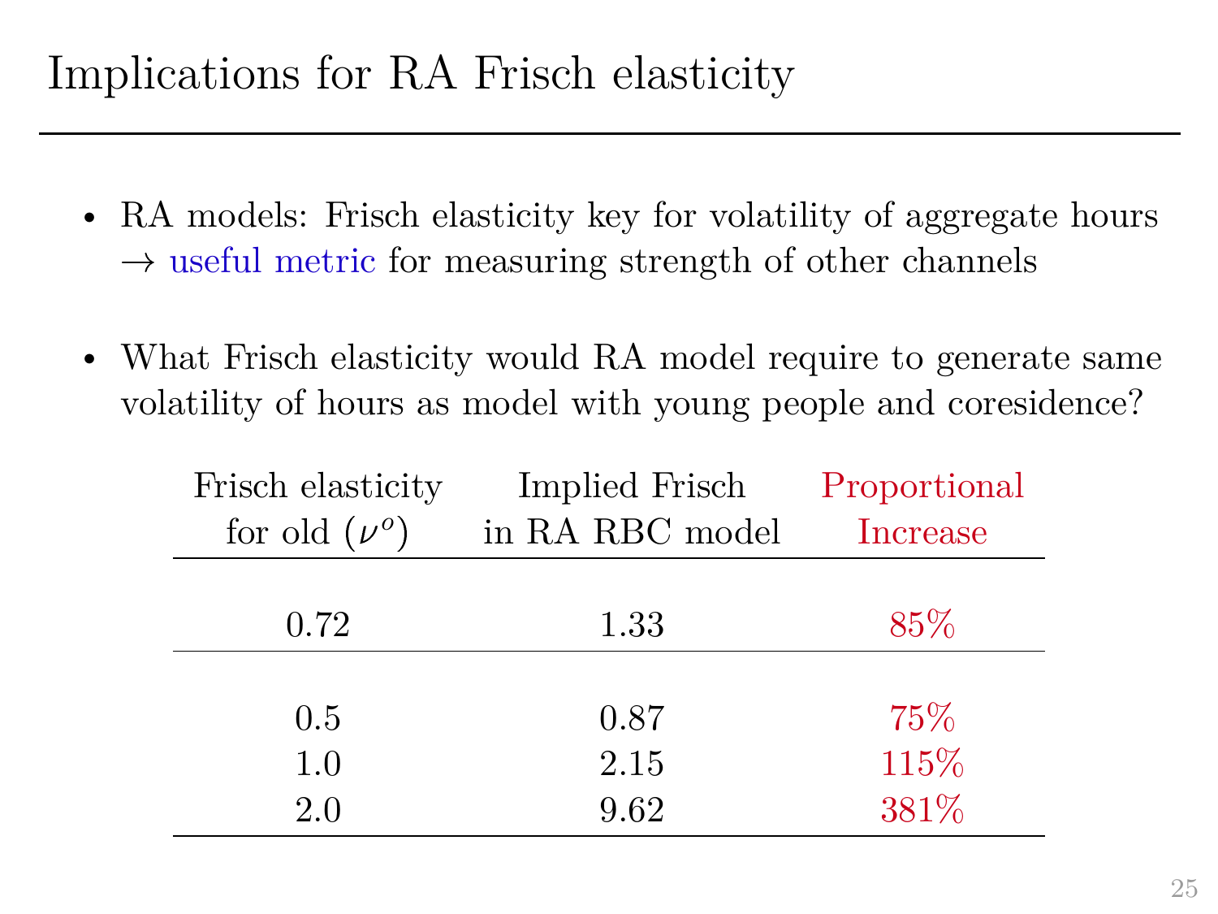# Implications for RA Frisch elasticity

- RA models: Frisch elasticity key for volatility of aggregate hours → useful metric for measuring strength of other channels
- What Frisch elasticity would RA model require to generate same volatility of hours as model with young people and coresidence?

| Frisch elasticity for old ($\nu^o$) | Implied Frisch in RA RBC model | Proportional Increase |
|---|---|---|
| 0.72 | 1.33 | 85% |
| 0.5 | 0.87 | 75% |
| 1.0 | 2.15 | 115% |
| 2.0 | 9.62 | 381% |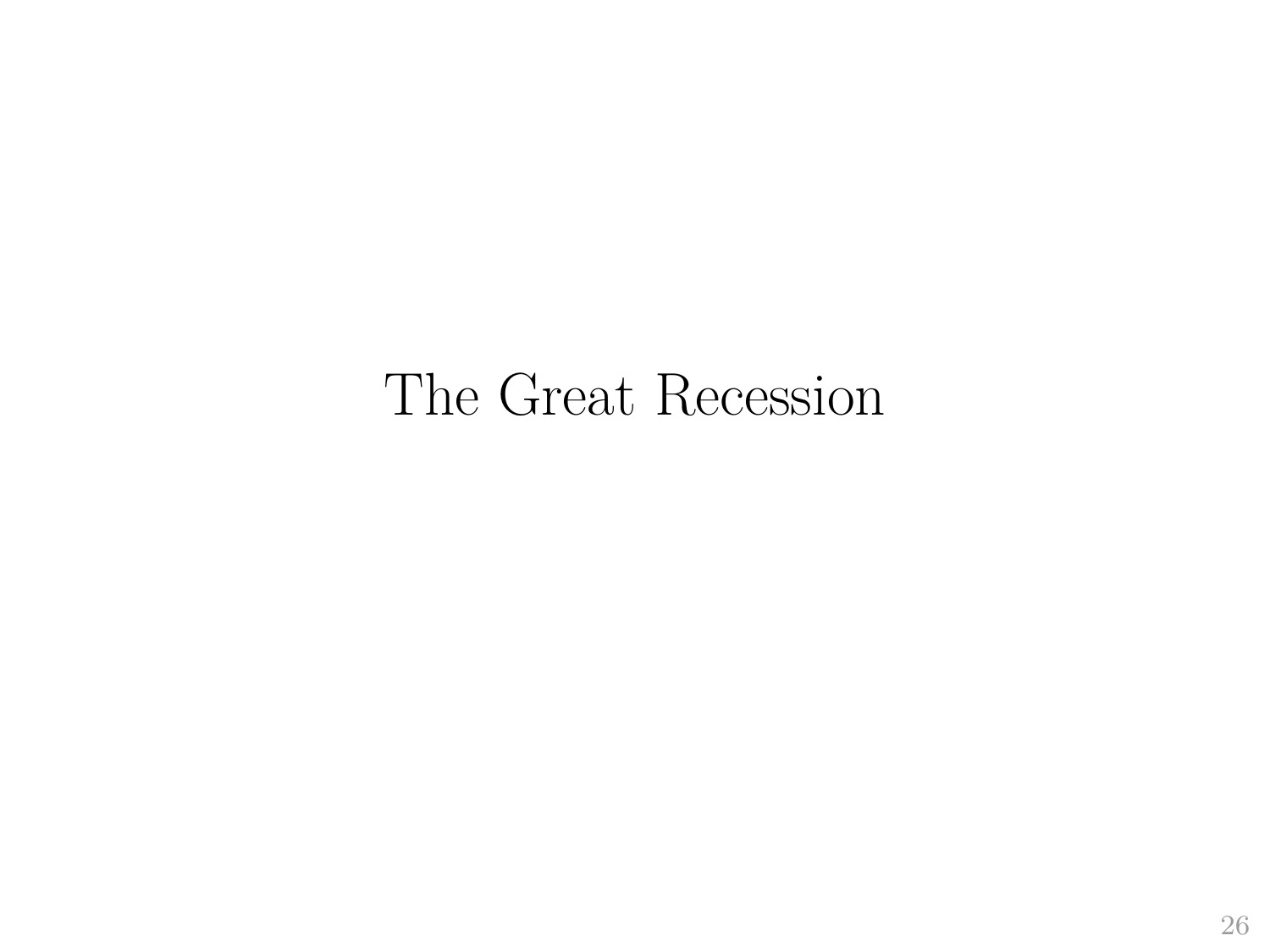# The Great Recession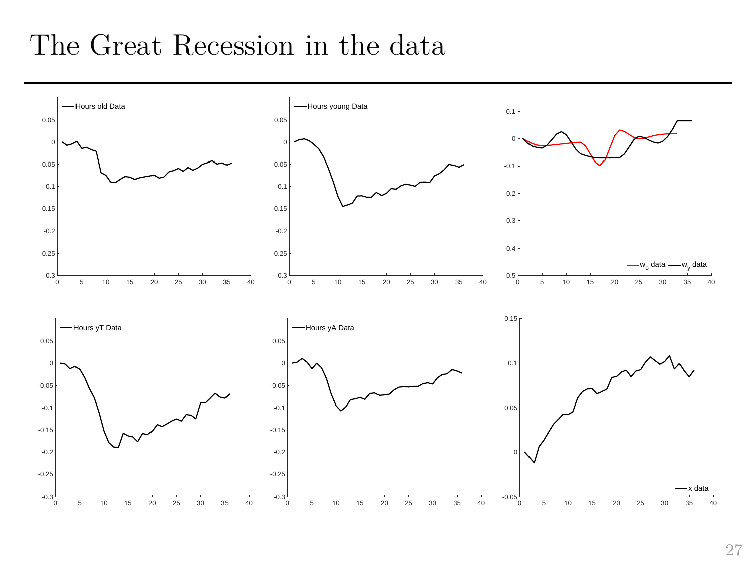# The Great Recession in the data

Hours old Data

0.05
0
-0.05
-0.1
-0.15
-0.2
-0.25
-0.3
0 5 10 15 20 25 30 35 40

Hours young Data

0.05
0
-0.05
-0.1
-0.15
-0.2
-0.25
-0.3
0 5 10 15 20 25 30 35 40

0.1
0
-0.1
-0.2
-0.3
-0.4
-0.5
0 5 10 15 20 25 30 35 40

$w_o$ data $w_y$ data

Hours yT Data

0.05
0
-0.05
-0.1
-0.15
-0.2
-0.25
-0.3
0 5 10 15 20 25 30 35 40

Hours yA Data

0.05
0
-0.05
-0.1
-0.15
-0.2
-0.25
-0.3
0 5 10 15 20 25 30 35 40

0.15
0.1
0.05
0
-0.05
0 5 10 15 20 25 30 35 40

x data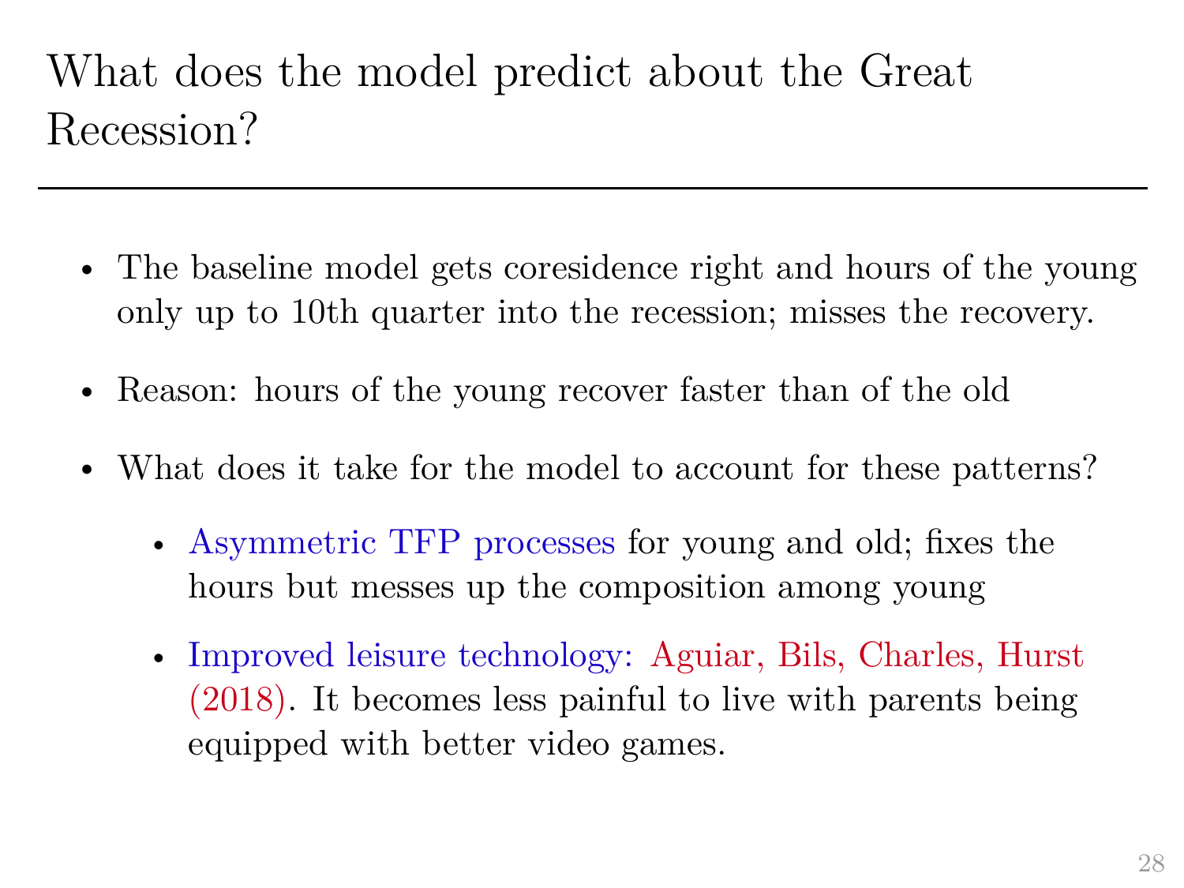# What does the model predict about the Great Recession?

- The baseline model gets coresidence right and hours of the young only up to 10th quarter into the recession; misses the recovery.
- Reason: hours of the young recover faster than of the old
- What does it take for the model to account for these patterns?
  - Asymmetric TFP processes for young and old; fixes the hours but messes up the composition among young
  - Improved leisure technology: Aguiar, Bils, Charles, Hurst (2018). It becomes less painful to live with parents being equipped with better video games.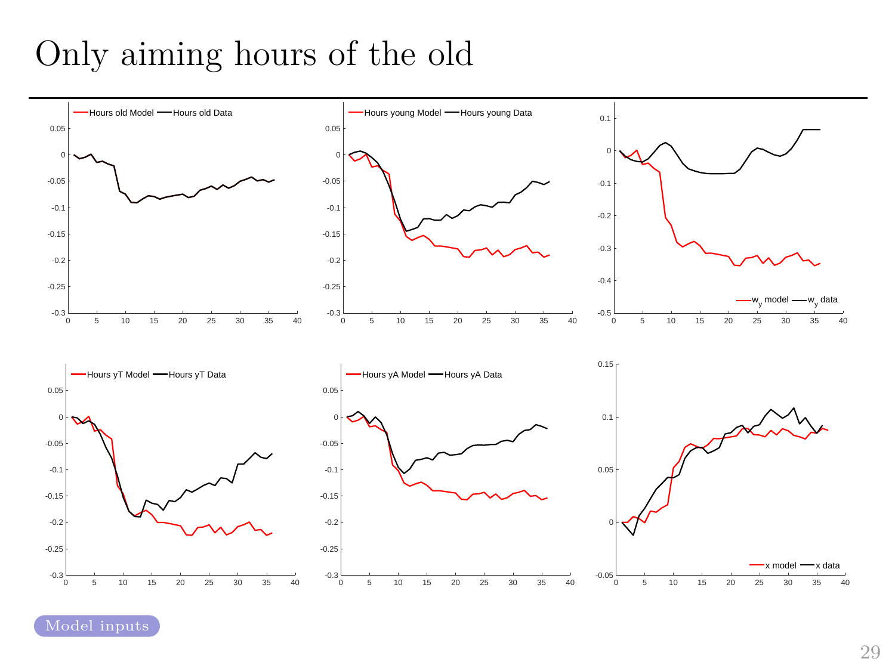# Only aiming hours of the old

Hours old Model
Hours old Data
0.05
0
-0.05
-0.1
-0.15
-0.2
-0.25
-0.3
0 5 10 15 20 25 30 35 40

Hours young Model
Hours young Data
0.05
0
-0.05
-0.1
-0.15
-0.2
-0.25
-0.3
0 5 10 15 20 25 30 35 40

0.1
0
-0.1
-0.2
-0.3
-0.4
-0.5
$w_y$ model
$w_y$ data
0 5 10 15 20 25 30 35 40

Hours yT Model
Hours yT Data
0.05
0
-0.05
-0.1
-0.15
-0.2
-0.25
-0.3
0 5 10 15 20 25 30 35 40

Hours yA Model
Hours yA Data
0.05
0
-0.05
-0.1
-0.15
-0.2
-0.25
-0.3
0 5 10 15 20 25 30 35 40

0.15
0.1
0.05
0
-0.05
x model
x data
0 5 10 15 20 25 30 35 40

Model inputs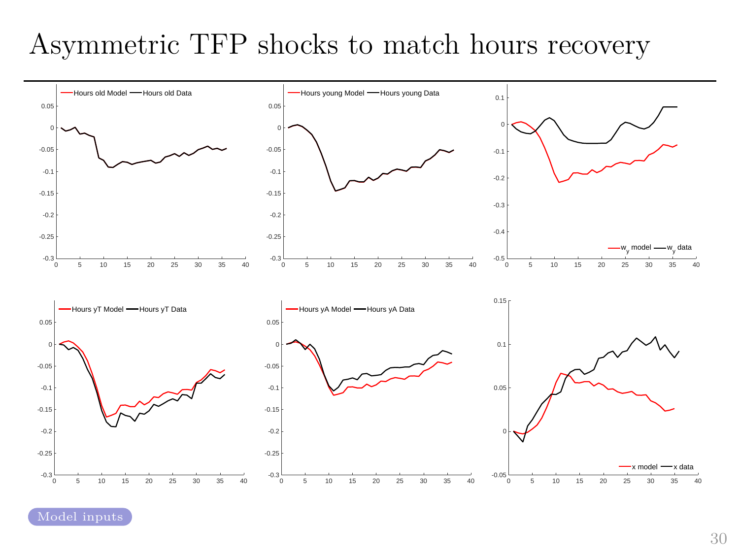# Asymmetric TFP shocks to match hours recovery

Hours old Model — Hours old Data

0.05
0
-0.05
-0.1
-0.15
-0.2
-0.25
-0.3
0 5 10 15 20 25 30 35 40

Hours young Model — Hours young Data

0.05
0
-0.05
-0.1
-0.15
-0.2
-0.25
-0.3
0 5 10 15 20 25 30 35 40

$w_y$ model — $w_y$ data

0.1
0
-0.1
-0.2
-0.3
-0.4
-0.5
0 5 10 15 20 25 30 35 40

Hours yT Model — Hours yT Data

0.05
0
-0.05
-0.1
-0.15
-0.2
-0.25
-0.3
0 5 10 15 20 25 30 35 40

Hours yA Model — Hours yA Data

0.05
0
-0.05
-0.1
-0.15
-0.2
-0.25
-0.3
0 5 10 15 20 25 30 35 40

x model — x data

0.15
0.1
0.05
0
-0.05
0 5 10 15 20 25 30 35 40

Model inputs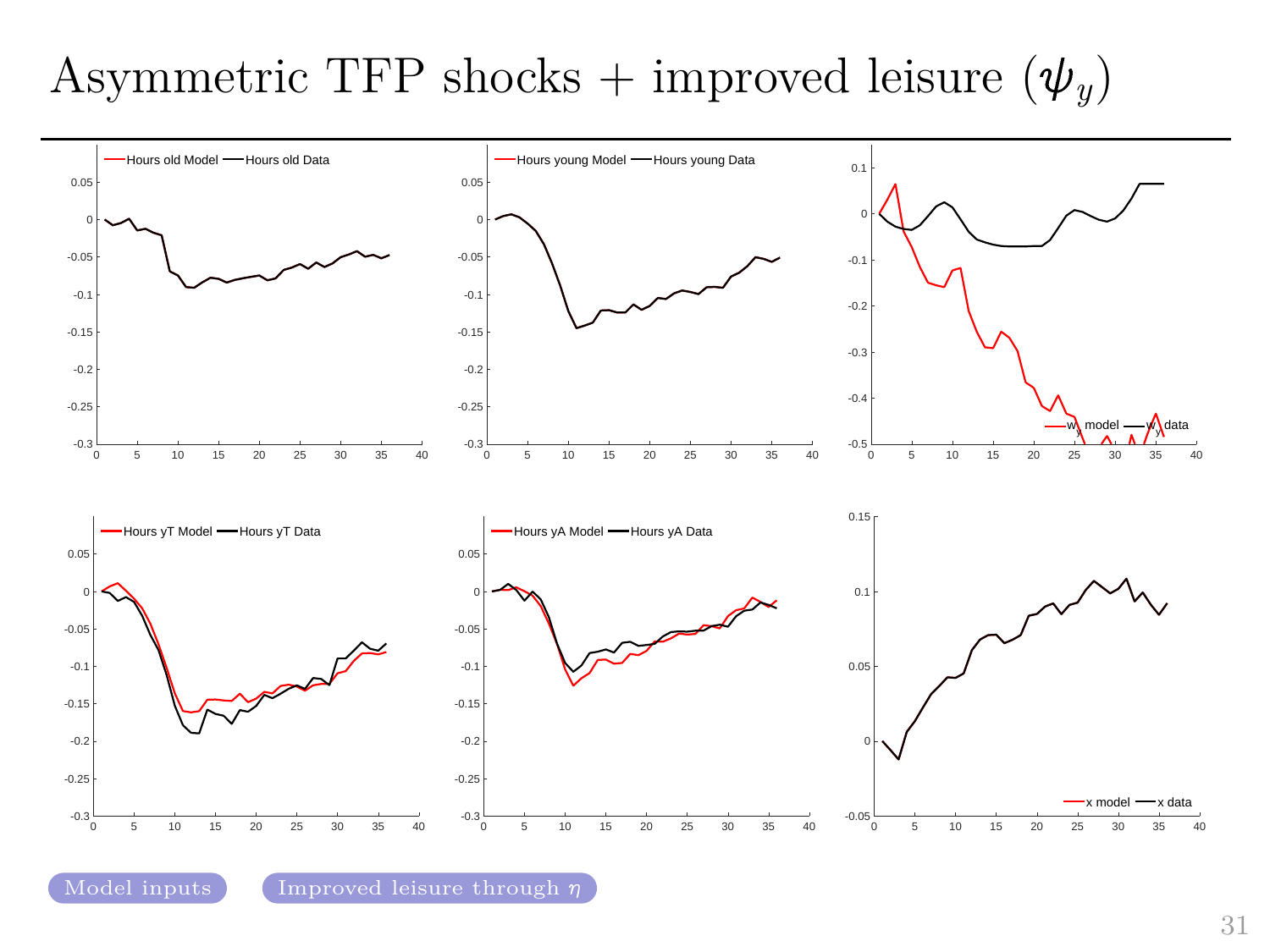# Asymmetric TFP shocks + improved leisure ($\psi_y$)

Hours old Model
Hours old Data

Hours young Model
Hours young Data

$w_y$ model
$w_y$ data

Hours yT Model
Hours yT Data

Hours yA Model
Hours yA Data

x model
x data

Model inputs

Improved leisure through $\eta$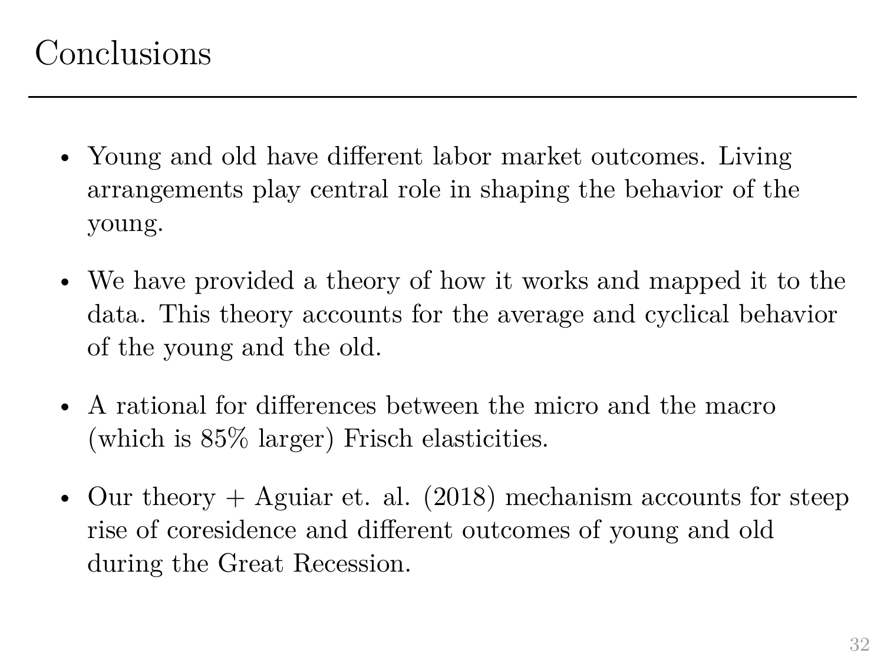# Conclusions

- Young and old have different labor market outcomes. Living arrangements play central role in shaping the behavior of the young.
- We have provided a theory of how it works and mapped it to the data. This theory accounts for the average and cyclical behavior of the young and the old.
- A rational for differences between the micro and the macro (which is 85% larger) Frisch elasticities.
- Our theory + Aguiar et. al. (2018) mechanism accounts for steep rise of coresidence and different outcomes of young and old during the Great Recession.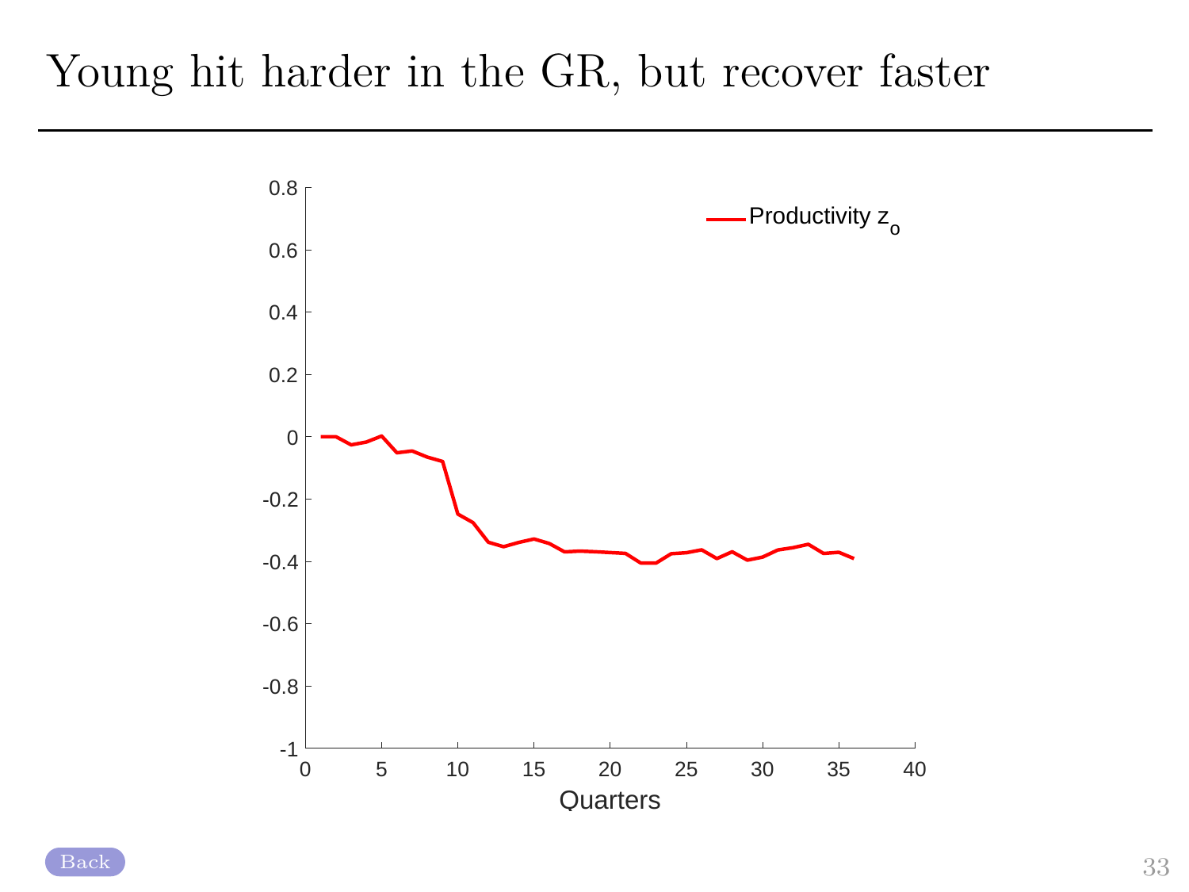# Young hit harder in the GR, but recover faster

Productivity $z_o$

0.8
0.6
0.4
0.2
0
-0.2
-0.4
-0.6
-0.8
-1

0
5
10
15
20
25
30
35
40

Quarters

Back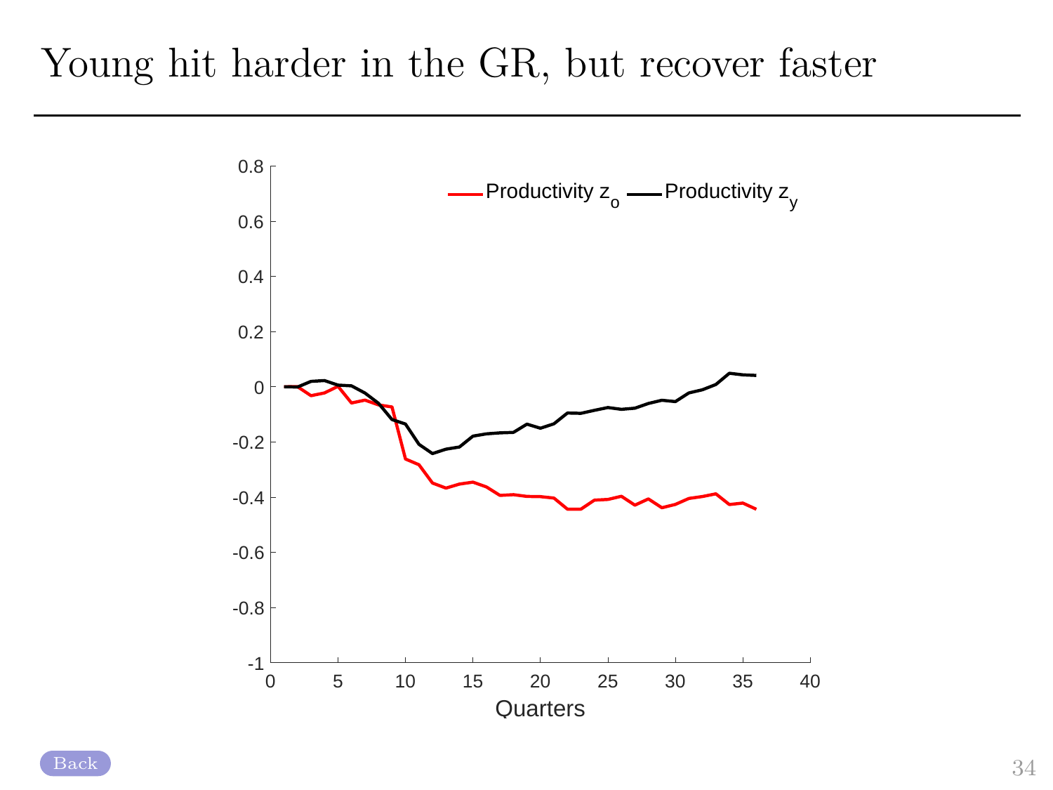# Young hit harder in the GR, but recover faster

Productivity $z_o$
Productivity $z_y$

0.8
0.6
0.4
0.2
0
-0.2
-0.4
-0.6
-0.8
-1

0 5 10 15 20 25 30 35 40

Quarters

Back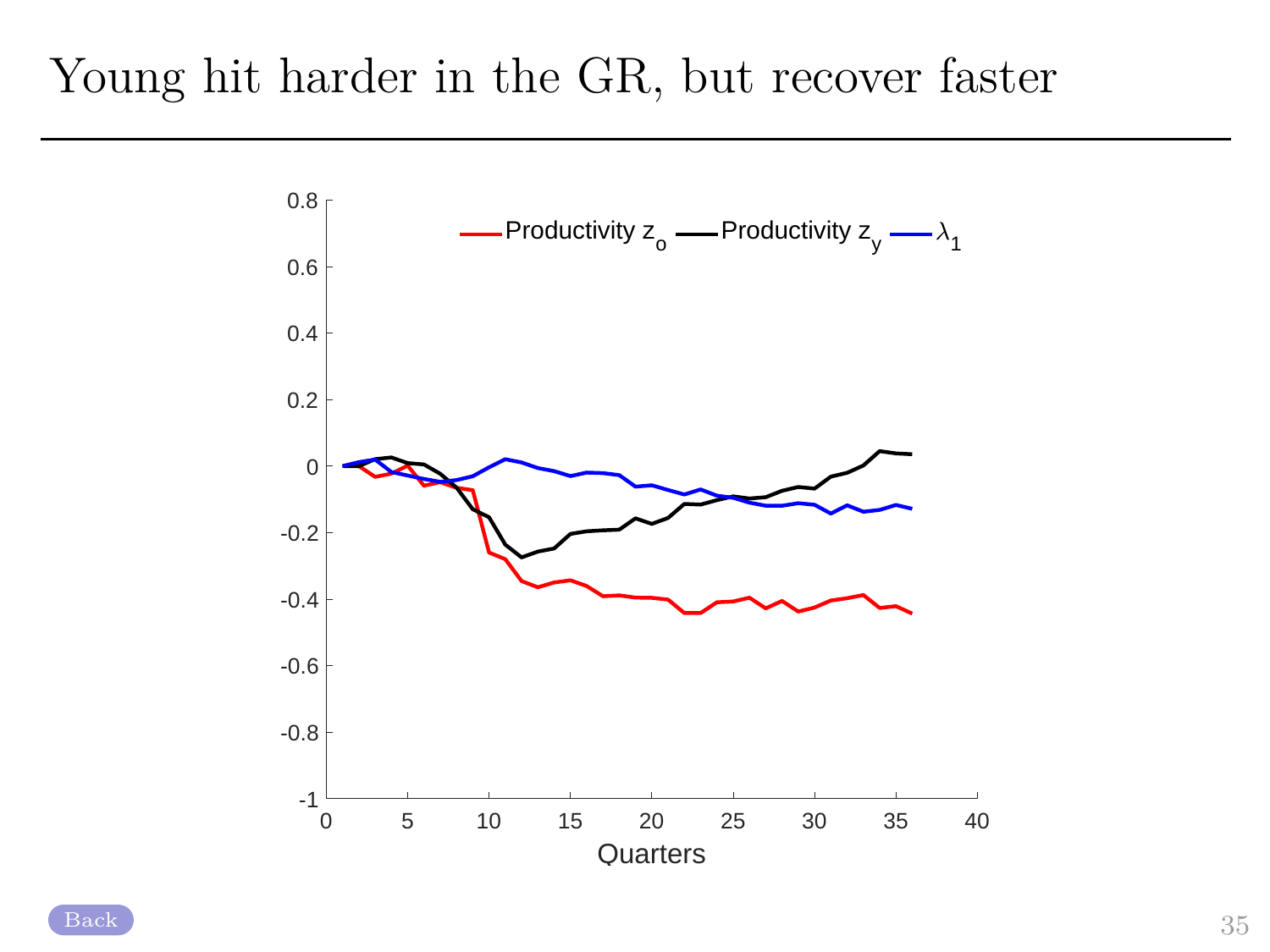# Young hit harder in the GR, but recover faster

Productivity $z_o$ Productivity $z_y$ $\lambda_1$

0.8
0.6
0.4
0.2
0
-0.2
-0.4
-0.6
-0.8
-1

0 5 10 15 20 25 30 35 40

Quarters

Back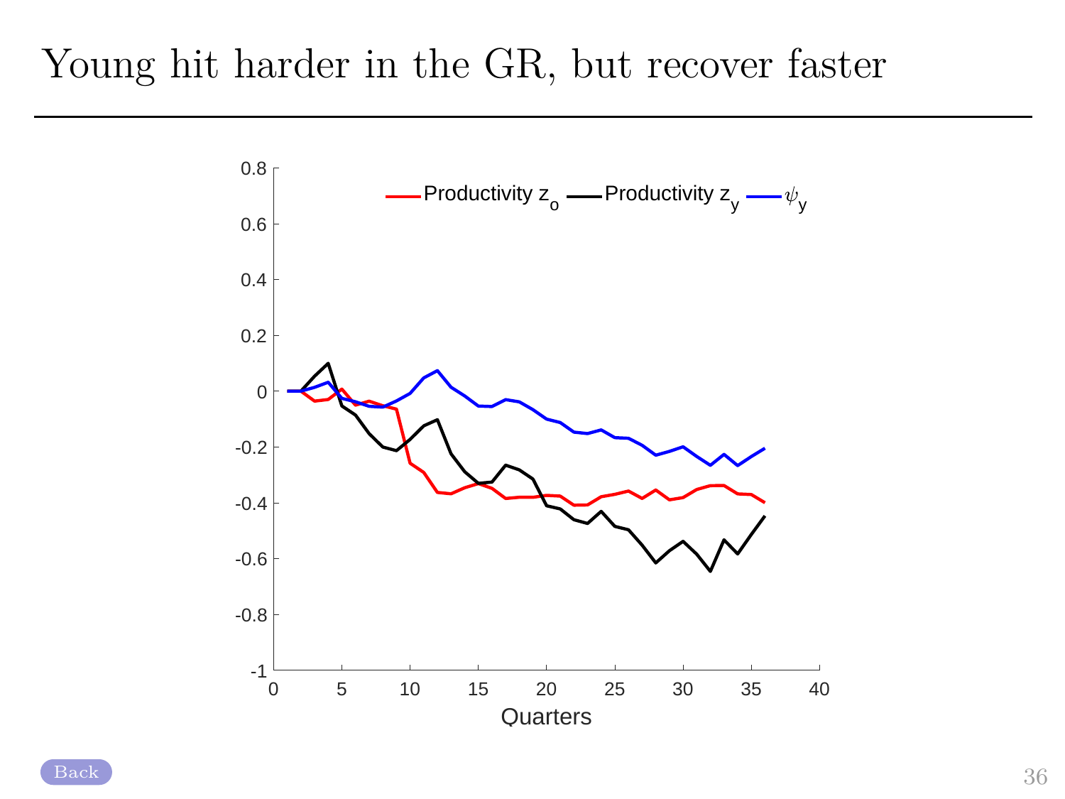# Young hit harder in the GR, but recover faster

Productivity $z_o$ Productivity $z_y$ $\psi_y$

0.8
0.6
0.4
0.2
0
-0.2
-0.4
-0.6
-0.8
-1

0 5 10 15 20 25 30 35 40

Quarters

Back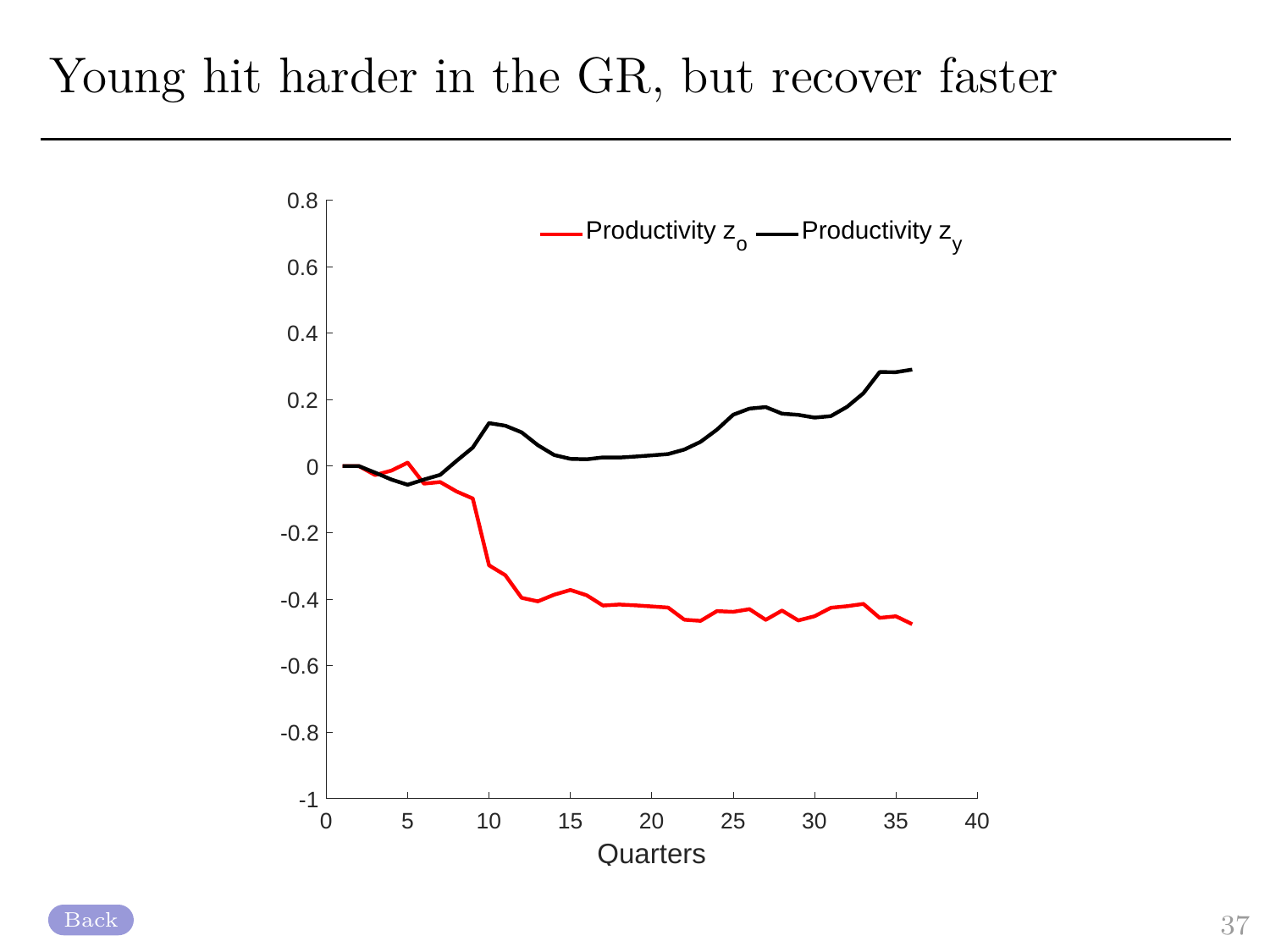# Young hit harder in the GR, but recover faster

0.8
0.6
0.4
0.2
0
-0.2
-0.4
-0.6
-0.8
-1

0 5 10 15 20 25 30 35 40

Quarters

Productivity $z_o$ — Productivity $z_y$

Back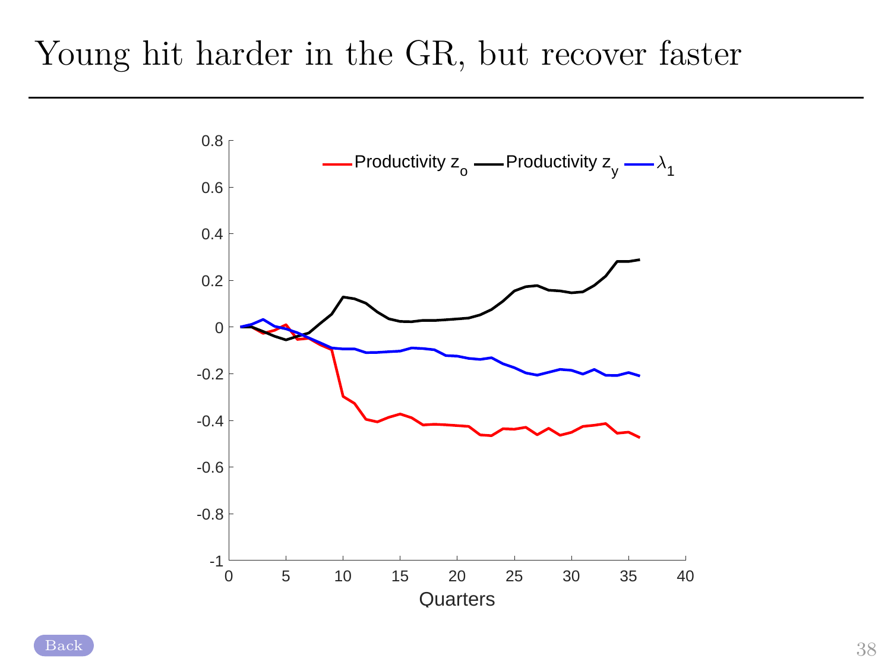# Young hit harder in the GR, but recover faster

Productivity $z_o$ — Productivity $z_y$ — $\lambda_1$

0.8
0.6
0.4
0.2
0
-0.2
-0.4
-0.6
-0.8
-1

0 5 10 15 20 25 30 35 40

Quarters

Back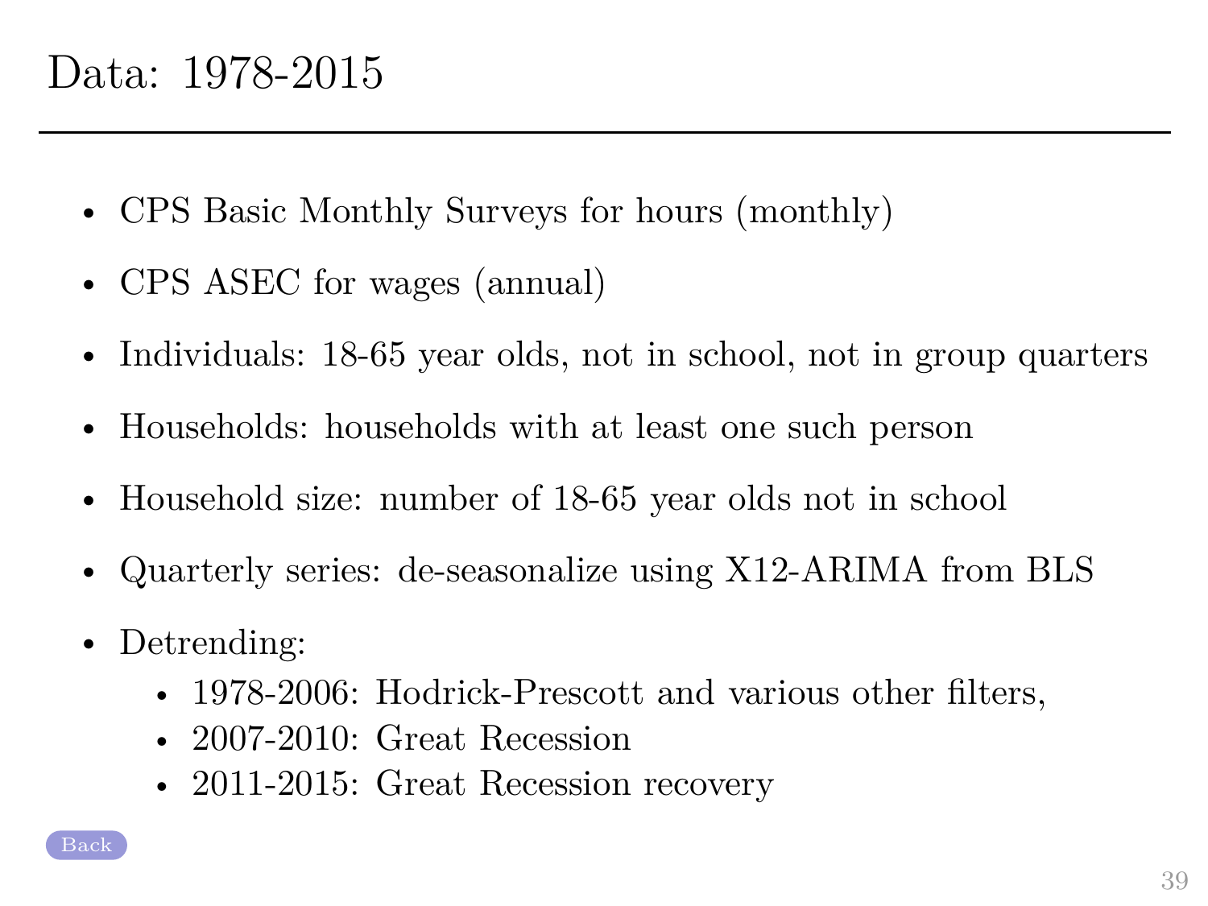# Data: 1978-2015

- CPS Basic Monthly Surveys for hours (monthly)
- CPS ASEC for wages (annual)
- Individuals: 18-65 year olds, not in school, not in group quarters
- Households: households with at least one such person
- Household size: number of 18-65 year olds not in school
- Quarterly series: de-seasonalize using X12-ARIMA from BLS
- Detrending:
  - 1978-2006: Hodrick-Prescott and various other filters,
  - 2007-2010: Great Recession
  - 2011-2015: Great Recession recovery

Back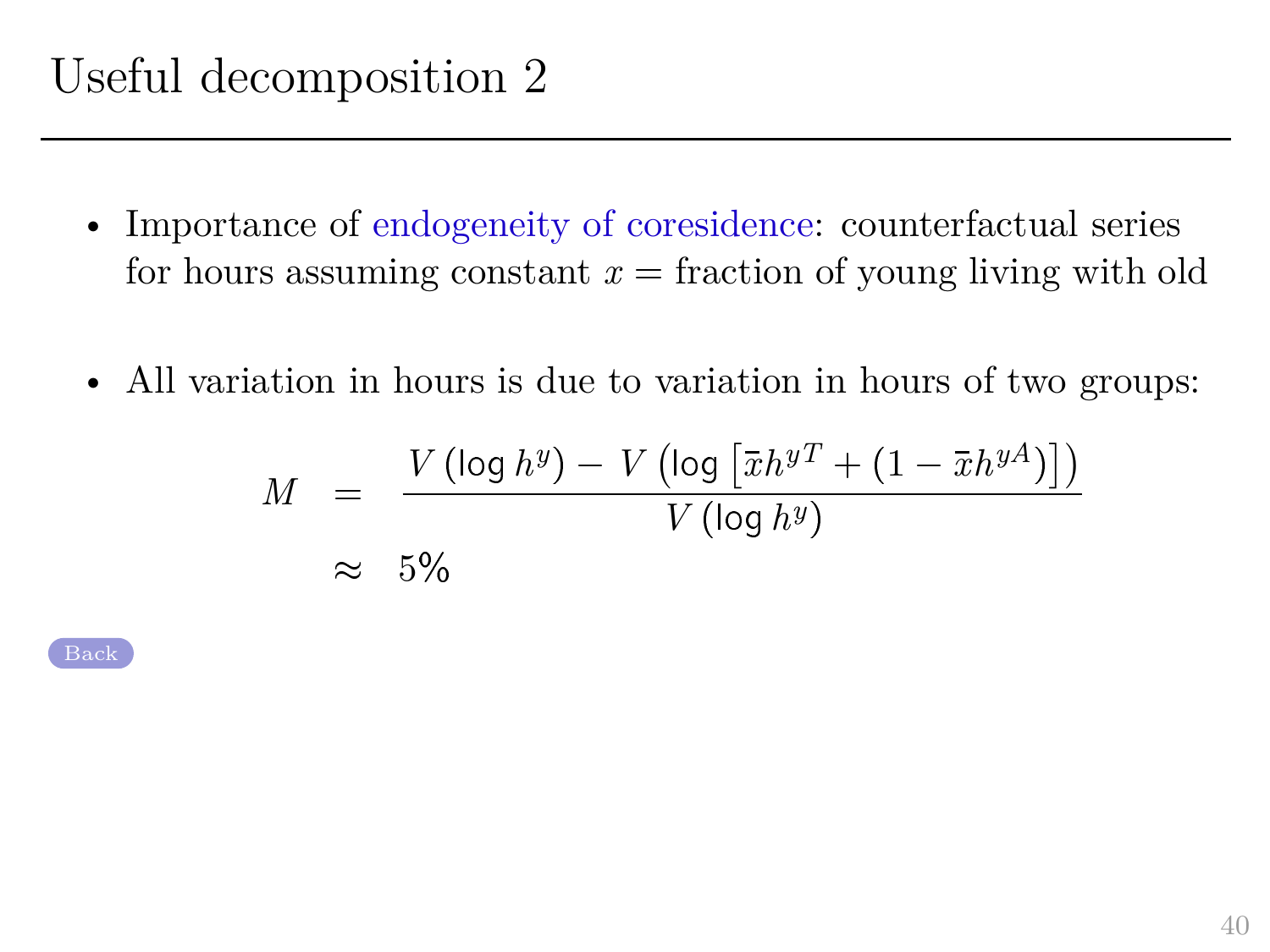# Useful decomposition 2

- Importance of endogeneity of coresidence: counterfactual series for hours assuming constant $x =$ fraction of young living with old
- All variation in hours is due to variation in hours of two groups:

$$
\begin{aligned}
M &= \frac{V\left(\log h^{y}\right) - V\left(\log\left[\bar{x}h^{yT} + (1 - \bar{x}h^{yA})\right]\right)}{V\left(\log h^{y}\right)} \\
&\approx 5\%
\end{aligned}
$$

Back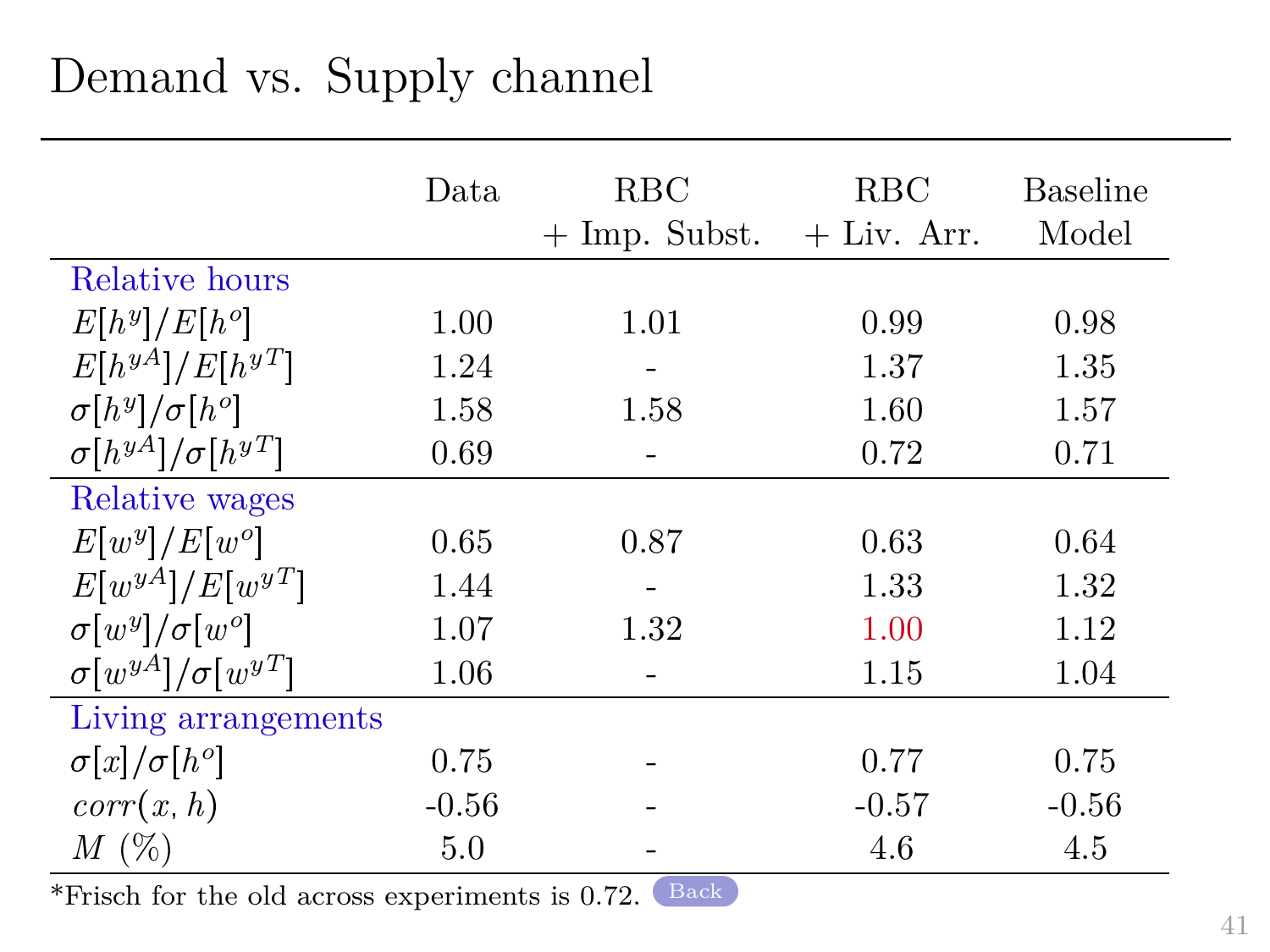# Demand vs. Supply channel

| | Data | RBC + Imp. Subst. | RBC + Liv. Arr. | Baseline Model |
|---|---|---|---|---|
| **Relative hours** | | | | |
| $E[h^y]/E[h^o]$ | 1.00 | 1.01 | 0.99 | 0.98 |
| $E[h^{yA}]/E[h^{yT}]$ | 1.24 | - | 1.37 | 1.35 |
| $\sigma[h^y]/\sigma[h^o]$ | 1.58 | 1.58 | 1.60 | 1.57 |
| $\sigma[h^{yA}]/\sigma[h^{yT}]$ | 0.69 | - | 0.72 | 0.71 |
| **Relative wages** | | | | |
| $E[w^y]/E[w^o]$ | 0.65 | 0.87 | 0.63 | 0.64 |
| $E[w^{yA}]/E[w^{yT}]$ | 1.44 | - | 1.33 | 1.32 |
| $\sigma[w^y]/\sigma[w^o]$ | 1.07 | 1.32 | 1.00 | 1.12 |
| $\sigma[w^{yA}]/\sigma[w^{yT}]$ | 1.06 | - | 1.15 | 1.04 |
| **Living arrangements** | | | | |
| $\sigma[x]/\sigma[h^o]$ | 0.75 | - | 0.77 | 0.75 |
| $corr(x, h)$ | -0.56 | - | -0.57 | -0.56 |
| $M$ (%) | 5.0 | - | 4.6 | 4.5 |

*Frisch for the old across experiments is 0.72. Back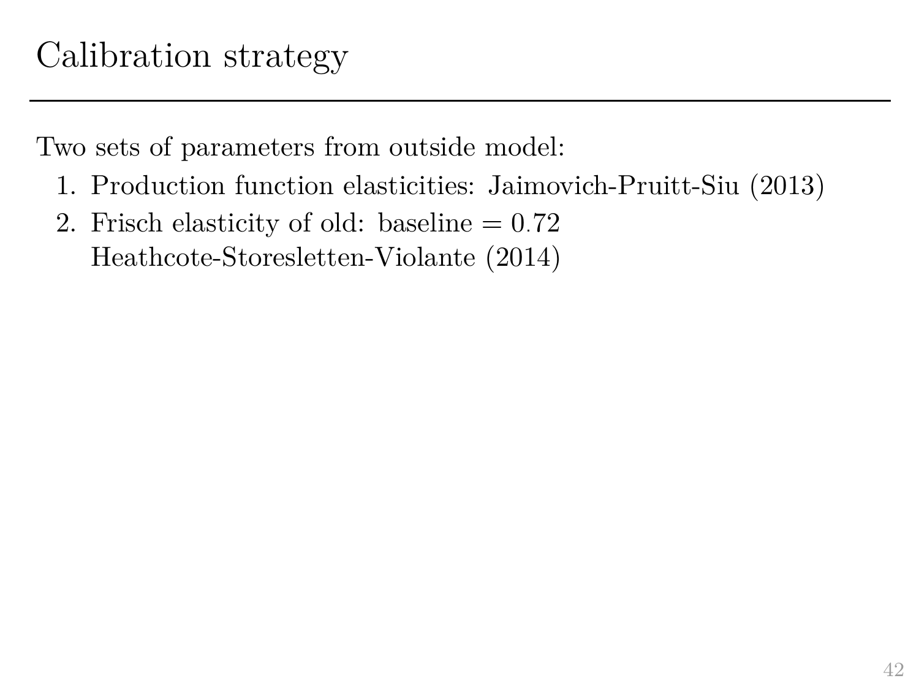# Calibration strategy

Two sets of parameters from outside model:

1. Production function elasticities: Jaimovich-Pruitt-Siu (2013)
2. Frisch elasticity of old: baseline = 0.72
   Heathcote-Storesletten-Violante (2014)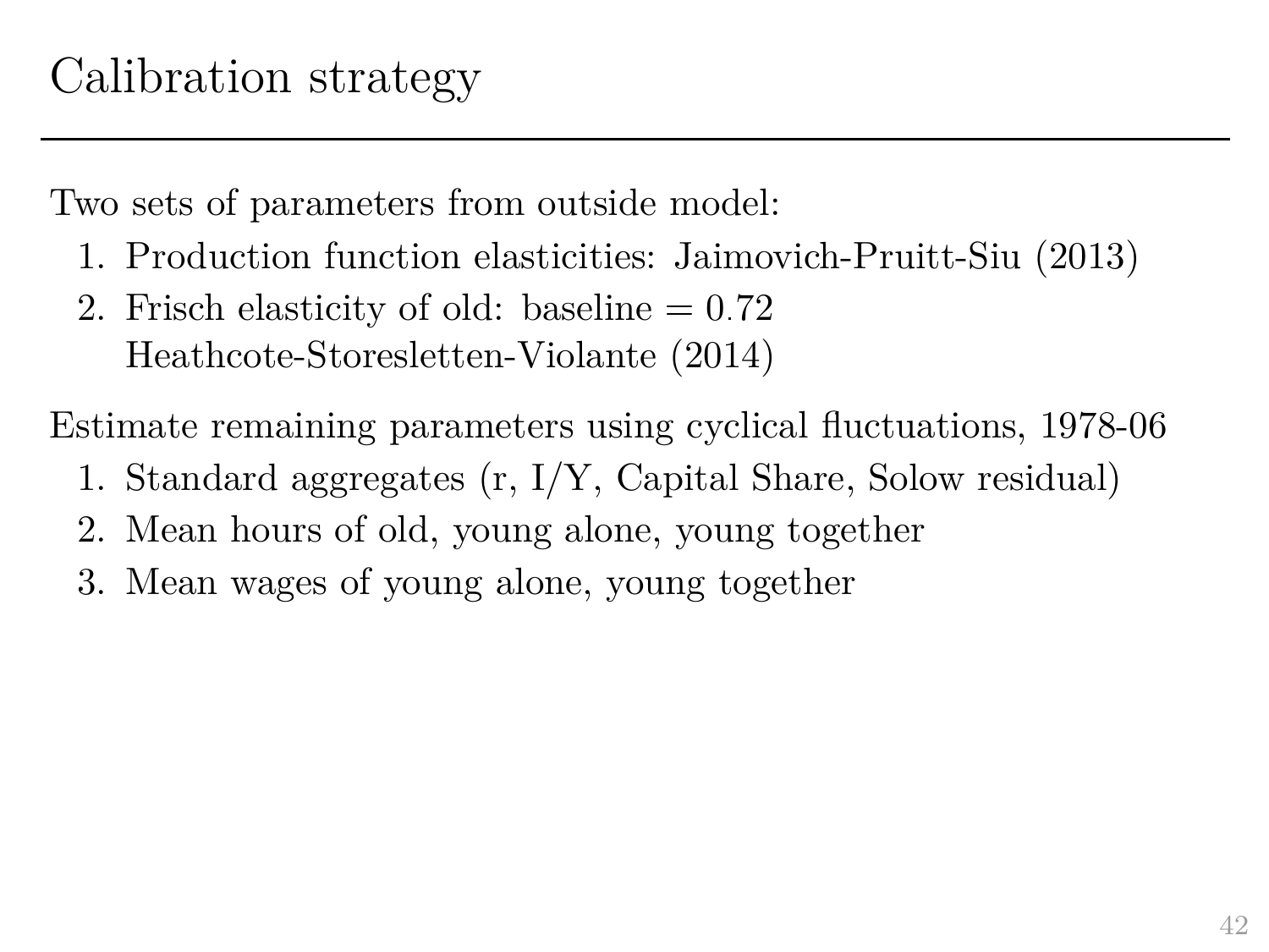# Calibration strategy

Two sets of parameters from outside model:

1. Production function elasticities: Jaimovich-Pruitt-Siu (2013)
2. Frisch elasticity of old: baseline = 0.72  
   Heathcote-Storesletten-Violante (2014)

Estimate remaining parameters using cyclical fluctuations, 1978-06

1. Standard aggregates (r, I/Y, Capital Share, Solow residual)
2. Mean hours of old, young alone, young together
3. Mean wages of young alone, young together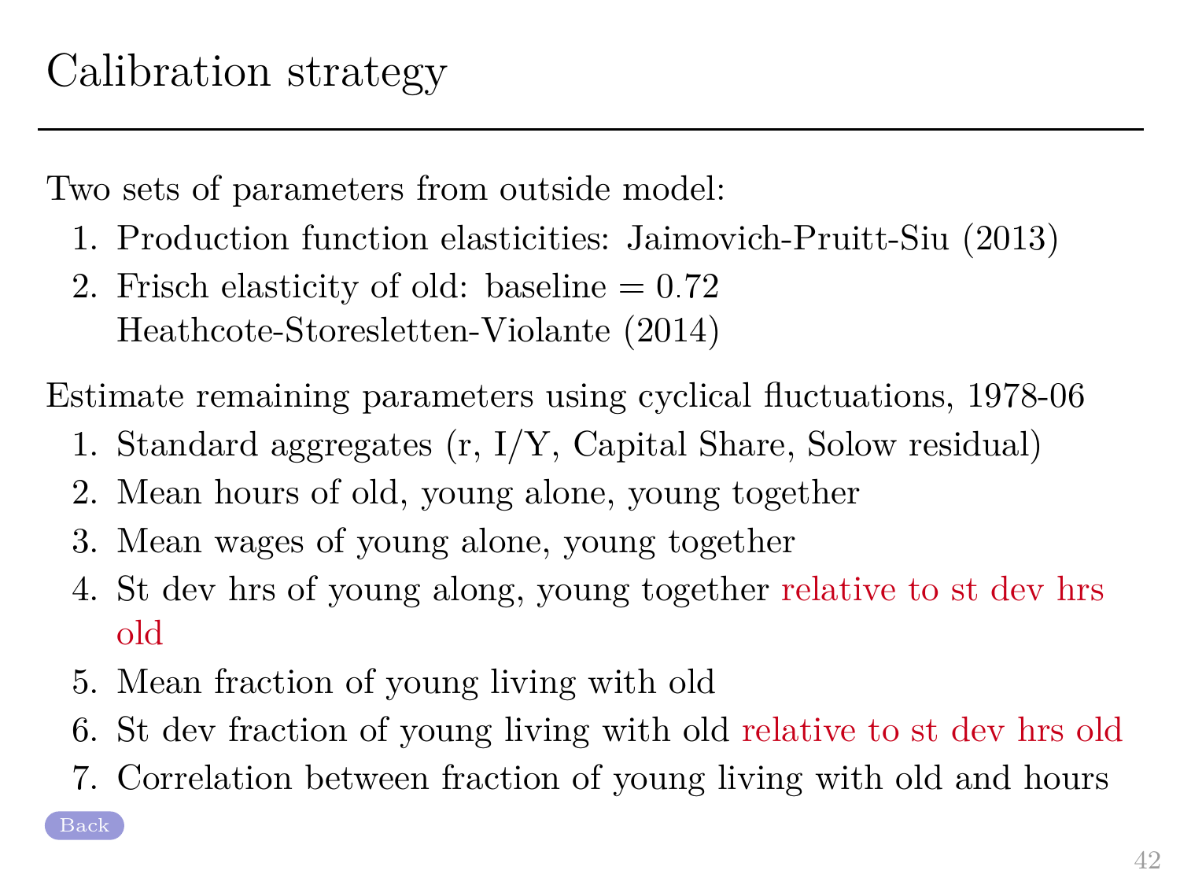# Calibration strategy

Two sets of parameters from outside model:

1. Production function elasticities: Jaimovich-Pruitt-Siu (2013)
2. Frisch elasticity of old: baseline = 0.72
   Heathcote-Storesletten-Violante (2014)

Estimate remaining parameters using cyclical fluctuations, 1978-06

1. Standard aggregates (r, I/Y, Capital Share, Solow residual)
2. Mean hours of old, young alone, young together
3. Mean wages of young alone, young together
4. St dev hrs of young along, young together relative to st dev hrs old
5. Mean fraction of young living with old
6. St dev fraction of young living with old relative to st dev hrs old
7. Correlation between fraction of young living with old and hours

Back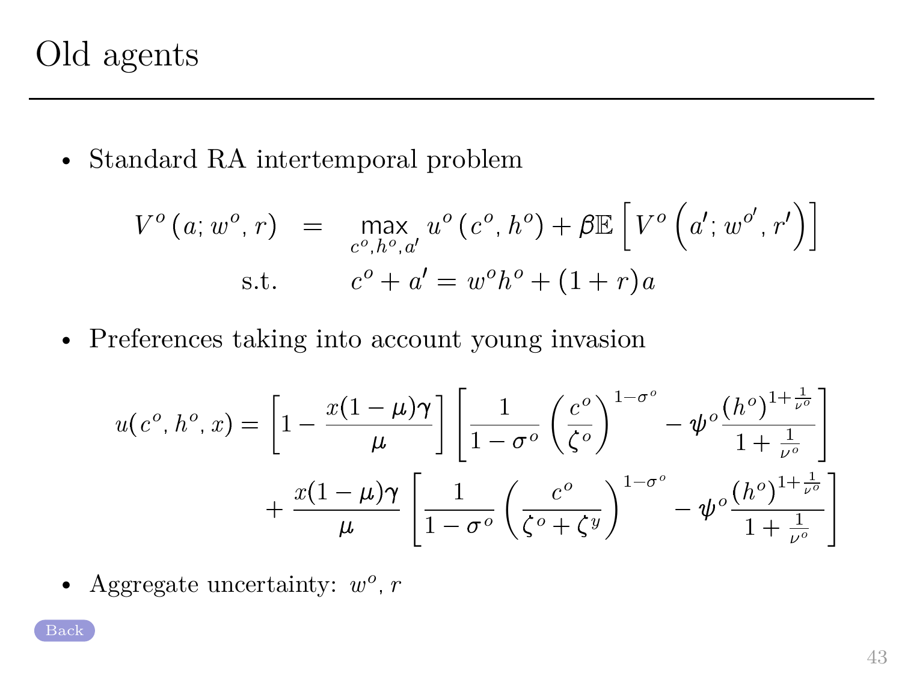# Old agents

- Standard RA intertemporal problem

$$
\begin{aligned}
V^o\left(a; w^o, r\right) \quad &= \quad \max_{c^o, h^o, a'} u^o\left(c^o, h^o\right) + \beta \mathbb{E}\left[V^o\left(a'; w^{o'}, r'\right)\right] \\
\text{s.t.} \qquad & c^o + a' = w^o h^o + (1+r)a
\end{aligned}
$$

- Preferences taking into account young invasion

$$
\begin{aligned}
u(c^o, h^o, x) = & \left[1 - \frac{x(1-\mu)\gamma}{\mu}\right]\left[\frac{1}{1-\sigma^o}\left(\frac{c^o}{\zeta^o}\right)^{1-\sigma^o} - \psi^o \frac{(h^o)^{1+\frac{1}{\nu^o}}}{1+\frac{1}{\nu^o}}\right] \\
& + \frac{x(1-\mu)\gamma}{\mu}\left[\frac{1}{1-\sigma^o}\left(\frac{c^o}{\zeta^o+\zeta^y}\right)^{1-\sigma^o} - \psi^o \frac{(h^o)^{1+\frac{1}{\nu^o}}}{1+\frac{1}{\nu^o}}\right]
\end{aligned}
$$

- Aggregate uncertainty: $w^o, r$

Back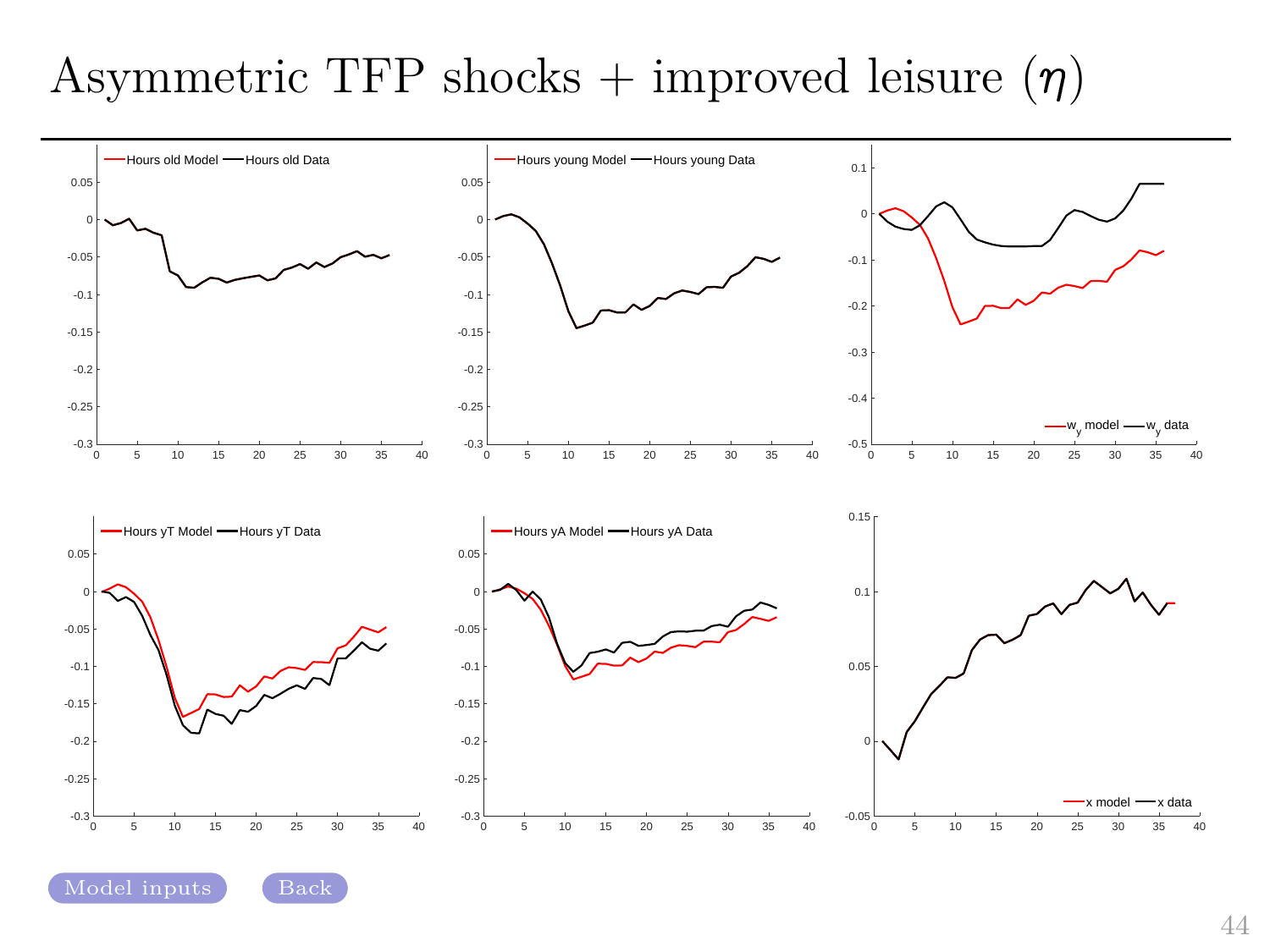# Asymmetric TFP shocks + improved leisure ($\eta$)

Hours old Model — Hours old Data

0.05
0
-0.05
-0.1
-0.15
-0.2
-0.25
-0.3
0 5 10 15 20 25 30 35 40

Hours young Model — Hours young Data

0.05
0
-0.05
-0.1
-0.15
-0.2
-0.25
-0.3
0 5 10 15 20 25 30 35 40

$w_y$ model — $w_y$ data

0.1
0
-0.1
-0.2
-0.3
-0.4
-0.5
0 5 10 15 20 25 30 35 40

Hours yT Model — Hours yT Data

0.05
0
-0.05
-0.1
-0.15
-0.2
-0.25
-0.3
0 5 10 15 20 25 30 35 40

Hours yA Model — Hours yA Data

0.05
0
-0.05
-0.1
-0.15
-0.2
-0.25
-0.3
0 5 10 15 20 25 30 35 40

x model — x data

0.15
0.1
0.05
0
-0.05
0 5 10 15 20 25 30 35 40

Model inputs   Back